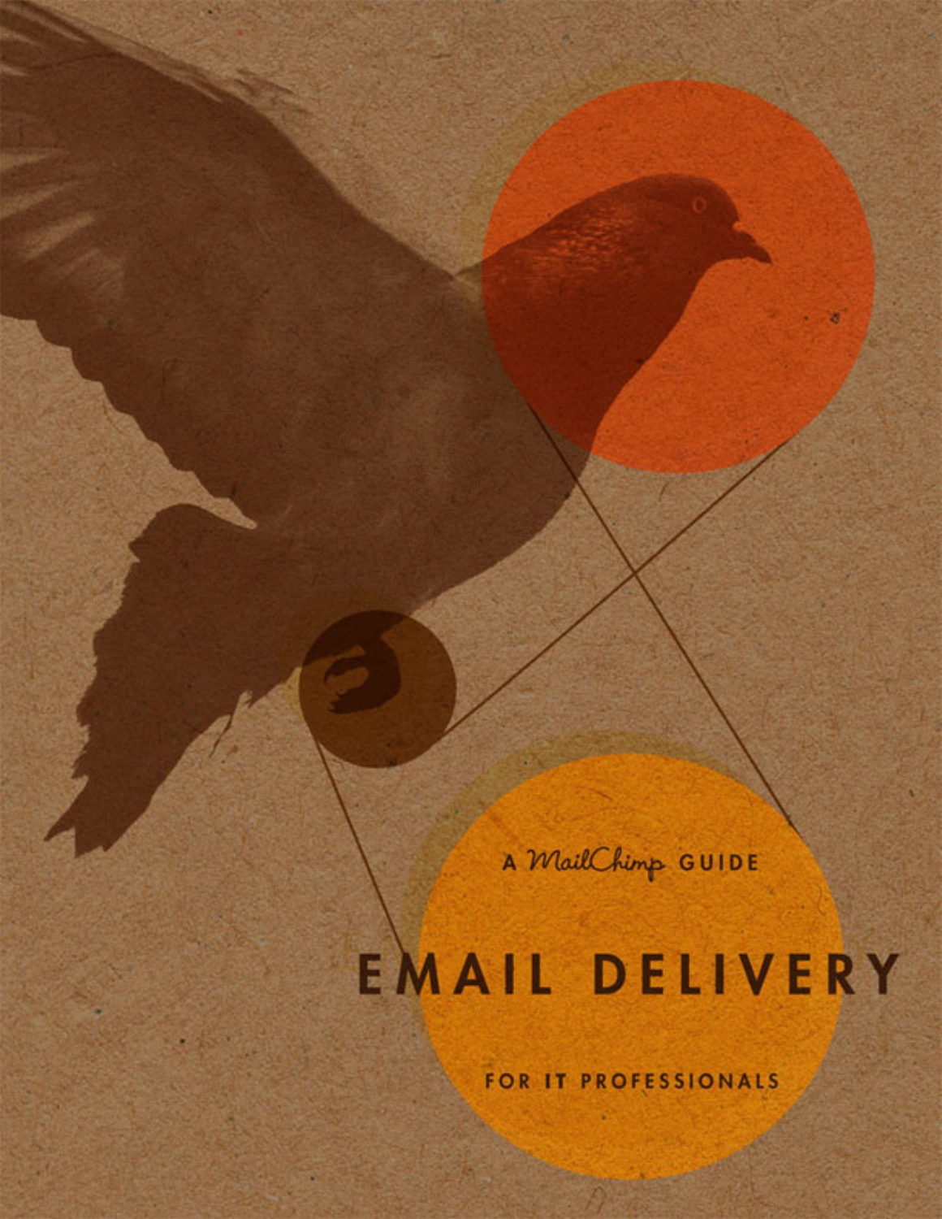A MailChimp GUIDE

# EMAIL DELIVERY

FOR IT PROFESSIONALS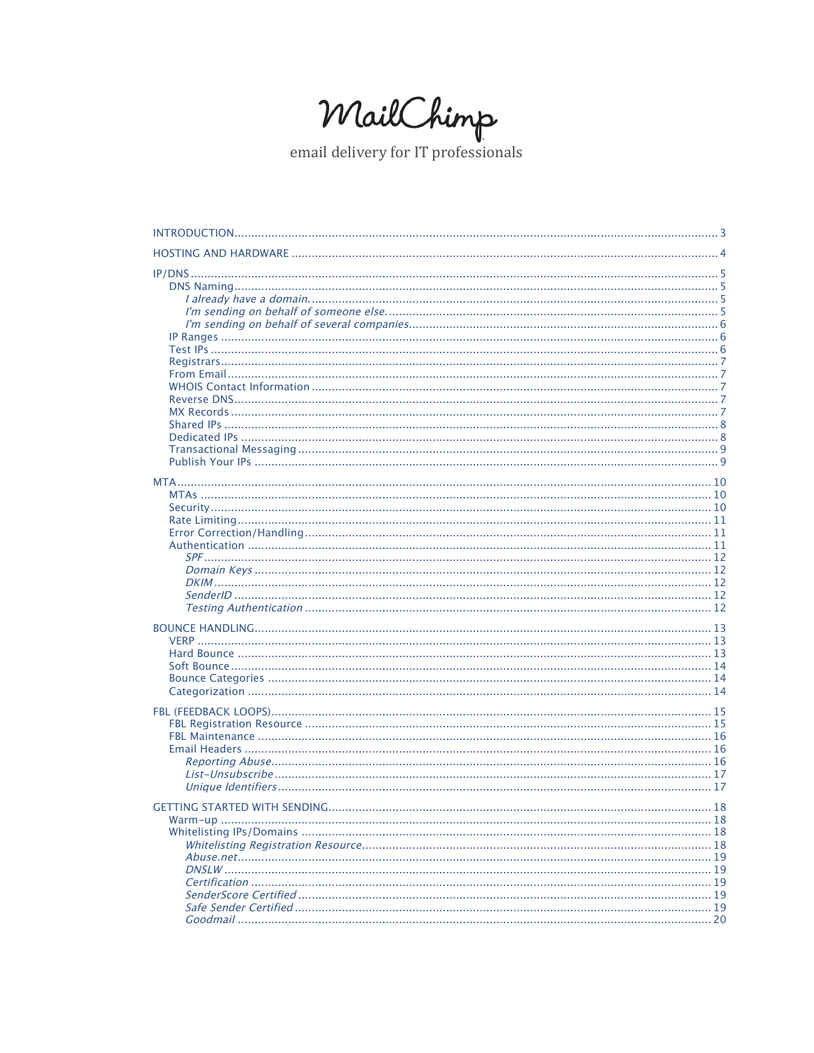# MailChimp

email delivery for IT professionals

- INTRODUCTION ... 3
- HOSTING AND HARDWARE ... 4
- IP/DNS ... 5
  - DNS Naming ... 5
    - *I already have a domain.* ... 5
    - *I'm sending on behalf of someone else.* ... 5
    - *I'm sending on behalf of several companies* ... 6
  - IP Ranges ... 6
  - Test IPs ... 6
  - Registrars ... 7
  - From Email ... 7
  - WHOIS Contact Information ... 7
  - Reverse DNS ... 7
  - MX Records ... 7
  - Shared IPs ... 8
  - Dedicated IPs ... 8
  - Transactional Messaging ... 9
  - Publish Your IPs ... 9
- MTA ... 10
  - MTAs ... 10
  - Security ... 10
  - Rate Limiting ... 11
  - Error Correction/Handling ... 11
  - Authentication ... 11
    - *SPF* ... 12
    - *Domain Keys* ... 12
    - *DKIM* ... 12
    - *SenderID* ... 12
    - *Testing Authentication* ... 12
- BOUNCE HANDLING ... 13
  - VERP ... 13
  - Hard Bounce ... 13
  - Soft Bounce ... 14
  - Bounce Categories ... 14
  - Categorization ... 14
- FBL (FEEDBACK LOOPS) ... 15
  - FBL Registration Resource ... 15
  - FBL Maintenance ... 16
  - Email Headers ... 16
    - *Reporting Abuse* ... 16
    - *List-Unsubscribe* ... 17
    - *Unique Identifiers* ... 17
- GETTING STARTED WITH SENDING ... 18
  - Warm-up ... 18
  - Whitelisting IPs/Domains ... 18
    - *Whitelisting Registration Resource* ... 18
    - *Abuse.net* ... 19
    - *DNSLW* ... 19
    - *Certification* ... 19
    - *SenderScore Certified* ... 19
    - *Safe Sender Certified* ... 19
    - *Goodmail* ... 20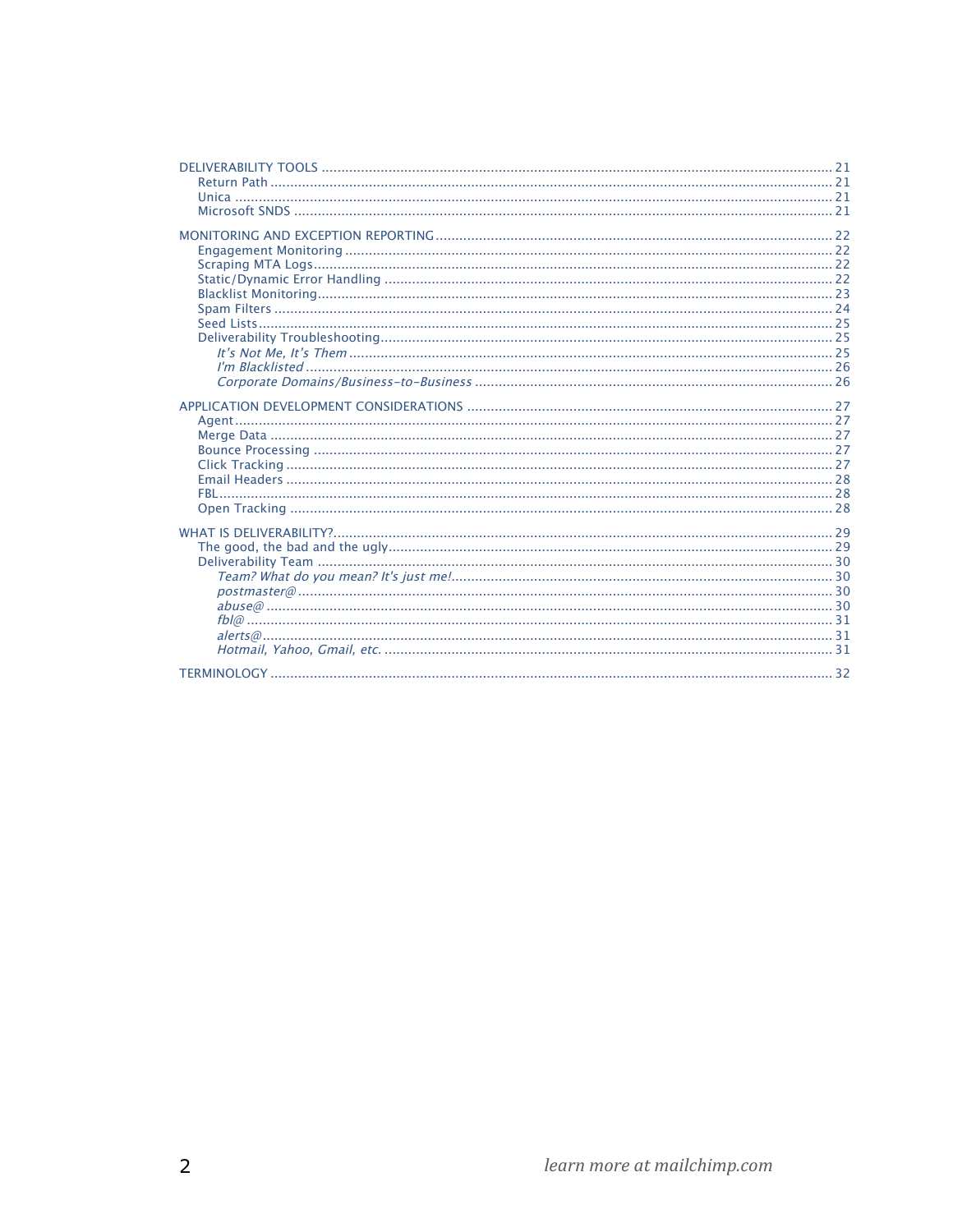- DELIVERABILITY TOOLS .......... 21
  - Return Path .......... 21
  - Unica .......... 21
  - Microsoft SNDS .......... 21
- MONITORING AND EXCEPTION REPORTING .......... 22
  - Engagement Monitoring .......... 22
  - Scraping MTA Logs .......... 22
  - Static/Dynamic Error Handling .......... 22
  - Blacklist Monitoring .......... 23
  - Spam Filters .......... 24
  - Seed Lists .......... 25
  - Deliverability Troubleshooting .......... 25
    - *It's Not Me, It's Them* .......... 25
    - *I'm Blacklisted* .......... 26
    - *Corporate Domains/Business-to-Business* .......... 26
- APPLICATION DEVELOPMENT CONSIDERATIONS .......... 27
  - Agent .......... 27
  - Merge Data .......... 27
  - Bounce Processing .......... 27
  - Click Tracking .......... 27
  - Email Headers .......... 28
  - FBL .......... 28
  - Open Tracking .......... 28
- WHAT IS DELIVERABILITY? .......... 29
  - The good, the bad and the ugly .......... 29
  - Deliverability Team .......... 30
    - *Team? What do you mean? It's just me!* .......... 30
    - *postmaster@* .......... 30
    - *abuse@* .......... 30
    - *fbl@* .......... 31
    - *alerts@* .......... 31
    - *Hotmail, Yahoo, Gmail, etc.* .......... 31
- TERMINOLOGY .......... 32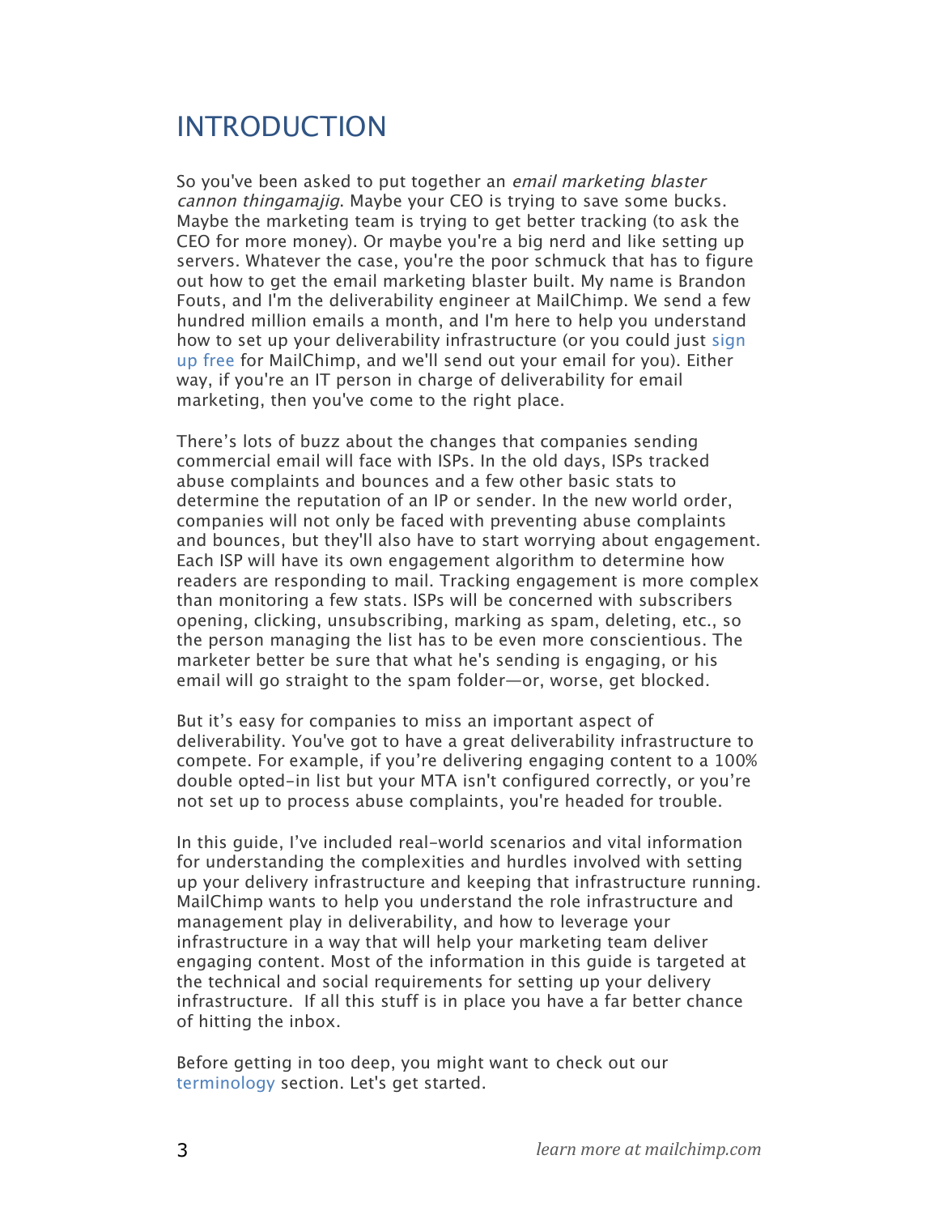# INTRODUCTION

So you've been asked to put together an *email marketing blaster cannon thingamajig*. Maybe your CEO is trying to save some bucks. Maybe the marketing team is trying to get better tracking (to ask the CEO for more money). Or maybe you're a big nerd and like setting up servers. Whatever the case, you're the poor schmuck that has to figure out how to get the email marketing blaster built. My name is Brandon Fouts, and I'm the deliverability engineer at MailChimp. We send a few hundred million emails a month, and I'm here to help you understand how to set up your deliverability infrastructure (or you could just sign up free for MailChimp, and we'll send out your email for you). Either way, if you're an IT person in charge of deliverability for email marketing, then you've come to the right place.

There's lots of buzz about the changes that companies sending commercial email will face with ISPs. In the old days, ISPs tracked abuse complaints and bounces and a few other basic stats to determine the reputation of an IP or sender. In the new world order, companies will not only be faced with preventing abuse complaints and bounces, but they'll also have to start worrying about engagement. Each ISP will have its own engagement algorithm to determine how readers are responding to mail. Tracking engagement is more complex than monitoring a few stats. ISPs will be concerned with subscribers opening, clicking, unsubscribing, marking as spam, deleting, etc., so the person managing the list has to be even more conscientious. The marketer better be sure that what he's sending is engaging, or his email will go straight to the spam folder—or, worse, get blocked.

But it's easy for companies to miss an important aspect of deliverability. You've got to have a great deliverability infrastructure to compete. For example, if you're delivering engaging content to a 100% double opted-in list but your MTA isn't configured correctly, or you're not set up to process abuse complaints, you're headed for trouble.

In this guide, I've included real-world scenarios and vital information for understanding the complexities and hurdles involved with setting up your delivery infrastructure and keeping that infrastructure running. MailChimp wants to help you understand the role infrastructure and management play in deliverability, and how to leverage your infrastructure in a way that will help your marketing team deliver engaging content. Most of the information in this guide is targeted at the technical and social requirements for setting up your delivery infrastructure. If all this stuff is in place you have a far better chance of hitting the inbox.

Before getting in too deep, you might want to check out our terminology section. Let's get started.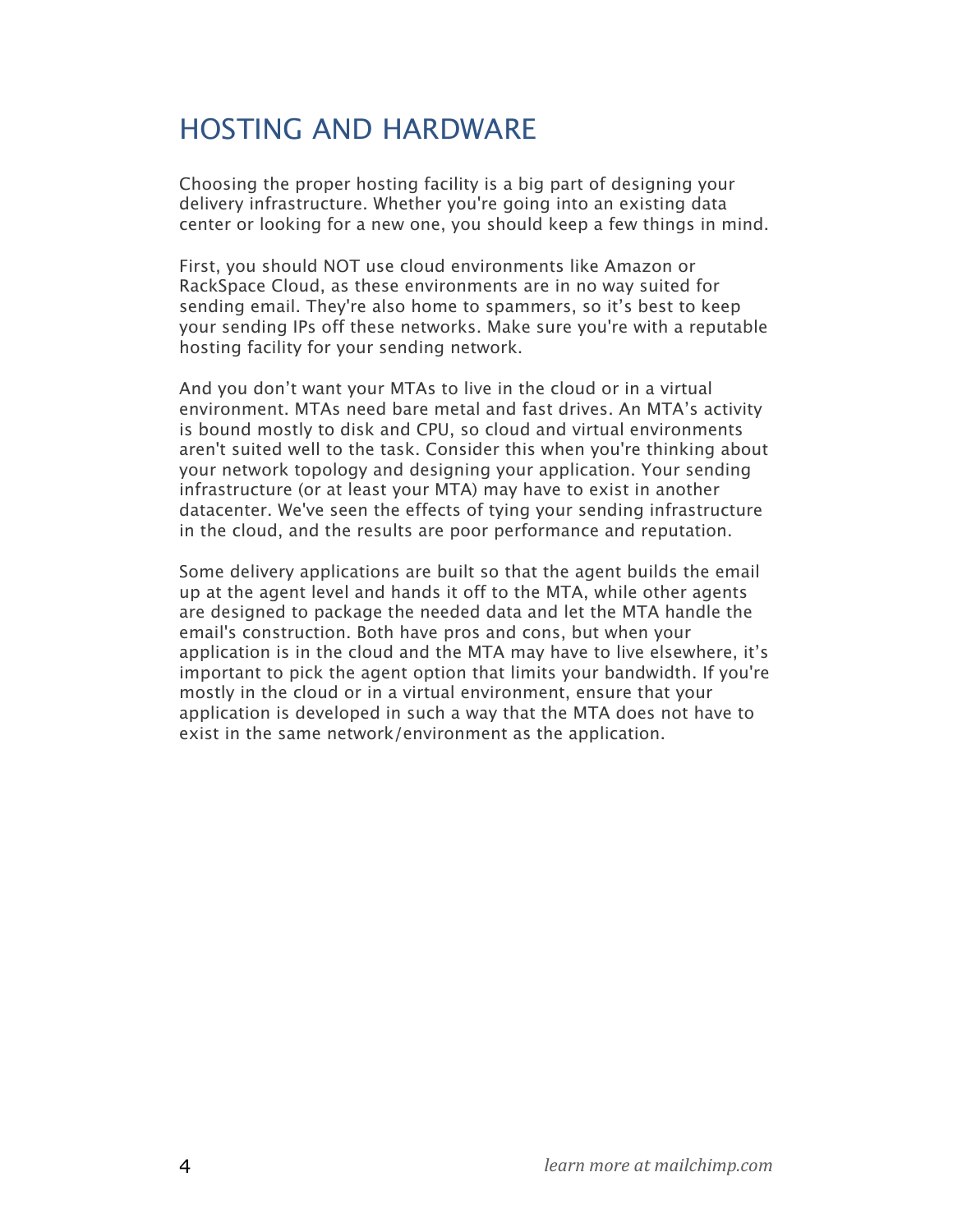# HOSTING AND HARDWARE

Choosing the proper hosting facility is a big part of designing your delivery infrastructure. Whether you're going into an existing data center or looking for a new one, you should keep a few things in mind.

First, you should NOT use cloud environments like Amazon or RackSpace Cloud, as these environments are in no way suited for sending email. They're also home to spammers, so it's best to keep your sending IPs off these networks. Make sure you're with a reputable hosting facility for your sending network.

And you don't want your MTAs to live in the cloud or in a virtual environment. MTAs need bare metal and fast drives. An MTA's activity is bound mostly to disk and CPU, so cloud and virtual environments aren't suited well to the task. Consider this when you're thinking about your network topology and designing your application. Your sending infrastructure (or at least your MTA) may have to exist in another datacenter. We've seen the effects of tying your sending infrastructure in the cloud, and the results are poor performance and reputation.

Some delivery applications are built so that the agent builds the email up at the agent level and hands it off to the MTA, while other agents are designed to package the needed data and let the MTA handle the email's construction. Both have pros and cons, but when your application is in the cloud and the MTA may have to live elsewhere, it's important to pick the agent option that limits your bandwidth. If you're mostly in the cloud or in a virtual environment, ensure that your application is developed in such a way that the MTA does not have to exist in the same network/environment as the application.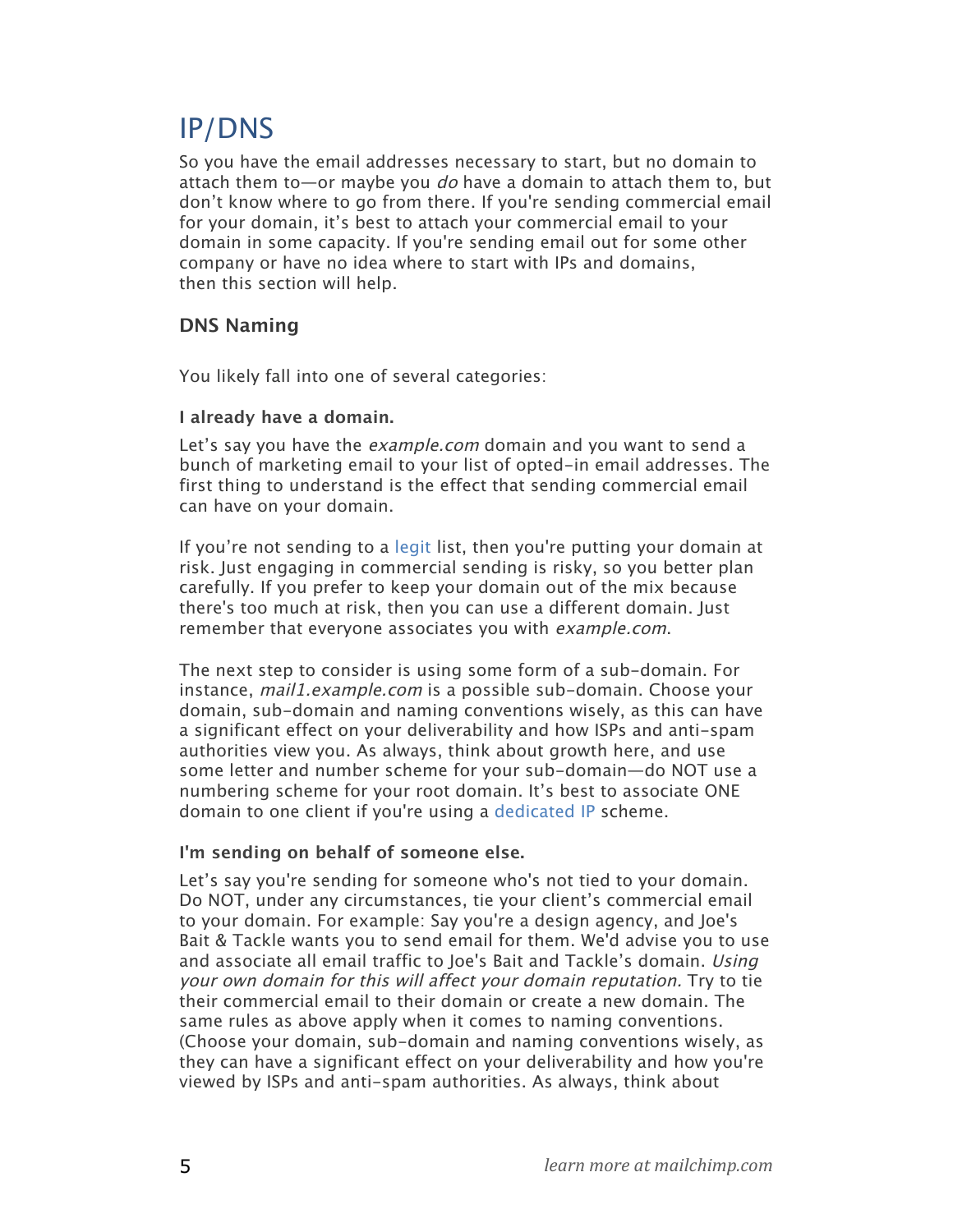# IP/DNS

So you have the email addresses necessary to start, but no domain to attach them to—or maybe you *do* have a domain to attach them to, but don't know where to go from there. If you're sending commercial email for your domain, it's best to attach your commercial email to your domain in some capacity. If you're sending email out for some other company or have no idea where to start with IPs and domains, then this section will help.

## DNS Naming

You likely fall into one of several categories:

### I already have a domain.

Let's say you have the *example.com* domain and you want to send a bunch of marketing email to your list of opted-in email addresses. The first thing to understand is the effect that sending commercial email can have on your domain.

If you're not sending to a legit list, then you're putting your domain at risk. Just engaging in commercial sending is risky, so you better plan carefully. If you prefer to keep your domain out of the mix because there's too much at risk, then you can use a different domain. Just remember that everyone associates you with *example.com*.

The next step to consider is using some form of a sub-domain. For instance, *mail1.example.com* is a possible sub-domain. Choose your domain, sub-domain and naming conventions wisely, as this can have a significant effect on your deliverability and how ISPs and anti-spam authorities view you. As always, think about growth here, and use some letter and number scheme for your sub-domain—do NOT use a numbering scheme for your root domain. It's best to associate ONE domain to one client if you're using a dedicated IP scheme.

### I'm sending on behalf of someone else.

Let's say you're sending for someone who's not tied to your domain. Do NOT, under any circumstances, tie your client's commercial email to your domain. For example: Say you're a design agency, and Joe's Bait & Tackle wants you to send email for them. We'd advise you to use and associate all email traffic to Joe's Bait and Tackle's domain. *Using your own domain for this will affect your domain reputation.* Try to tie their commercial email to their domain or create a new domain. The same rules as above apply when it comes to naming conventions. (Choose your domain, sub-domain and naming conventions wisely, as they can have a significant effect on your deliverability and how you're viewed by ISPs and anti-spam authorities. As always, think about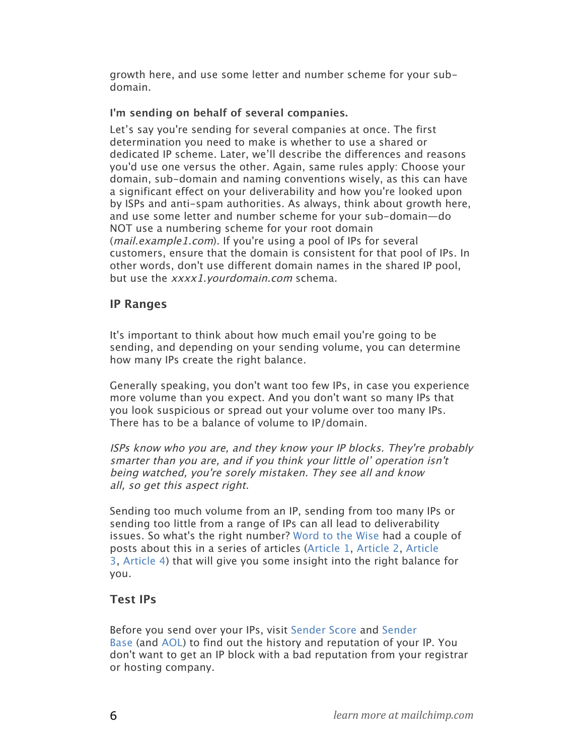growth here, and use some letter and number scheme for your sub-domain.

**I'm sending on behalf of several companies.**

Let’s say you're sending for several companies at once. The first determination you need to make is whether to use a shared or dedicated IP scheme. Later, we’ll describe the differences and reasons you'd use one versus the other. Again, same rules apply: Choose your domain, sub-domain and naming conventions wisely, as this can have a significant effect on your deliverability and how you're looked upon by ISPs and anti-spam authorities. As always, think about growth here, and use some letter and number scheme for your sub-domain—do NOT use a numbering scheme for your root domain (*mail.example1.com*). If you're using a pool of IPs for several customers, ensure that the domain is consistent for that pool of IPs. In other words, don't use different domain names in the shared IP pool, but use the *xxxx1.yourdomain.com* schema.

## IP Ranges

It's important to think about how much email you're going to be sending, and depending on your sending volume, you can determine how many IPs create the right balance.

Generally speaking, you don't want too few IPs, in case you experience more volume than you expect. And you don't want so many IPs that you look suspicious or spread out your volume over too many IPs. There has to be a balance of volume to IP/domain.

*ISPs know who you are, and they know your IP blocks. They're probably smarter than you are, and if you think your little ol' operation isn't being watched, you're sorely mistaken. They see all and know all, so get this aspect right.*

Sending too much volume from an IP, sending from too many IPs or sending too little from a range of IPs can all lead to deliverability issues. So what's the right number? Word to the Wise had a couple of posts about this in a series of articles (Article 1, Article 2, Article 3, Article 4) that will give you some insight into the right balance for you.

## Test IPs

Before you send over your IPs, visit Sender Score and Sender Base (and AOL) to find out the history and reputation of your IP. You don't want to get an IP block with a bad reputation from your registrar or hosting company.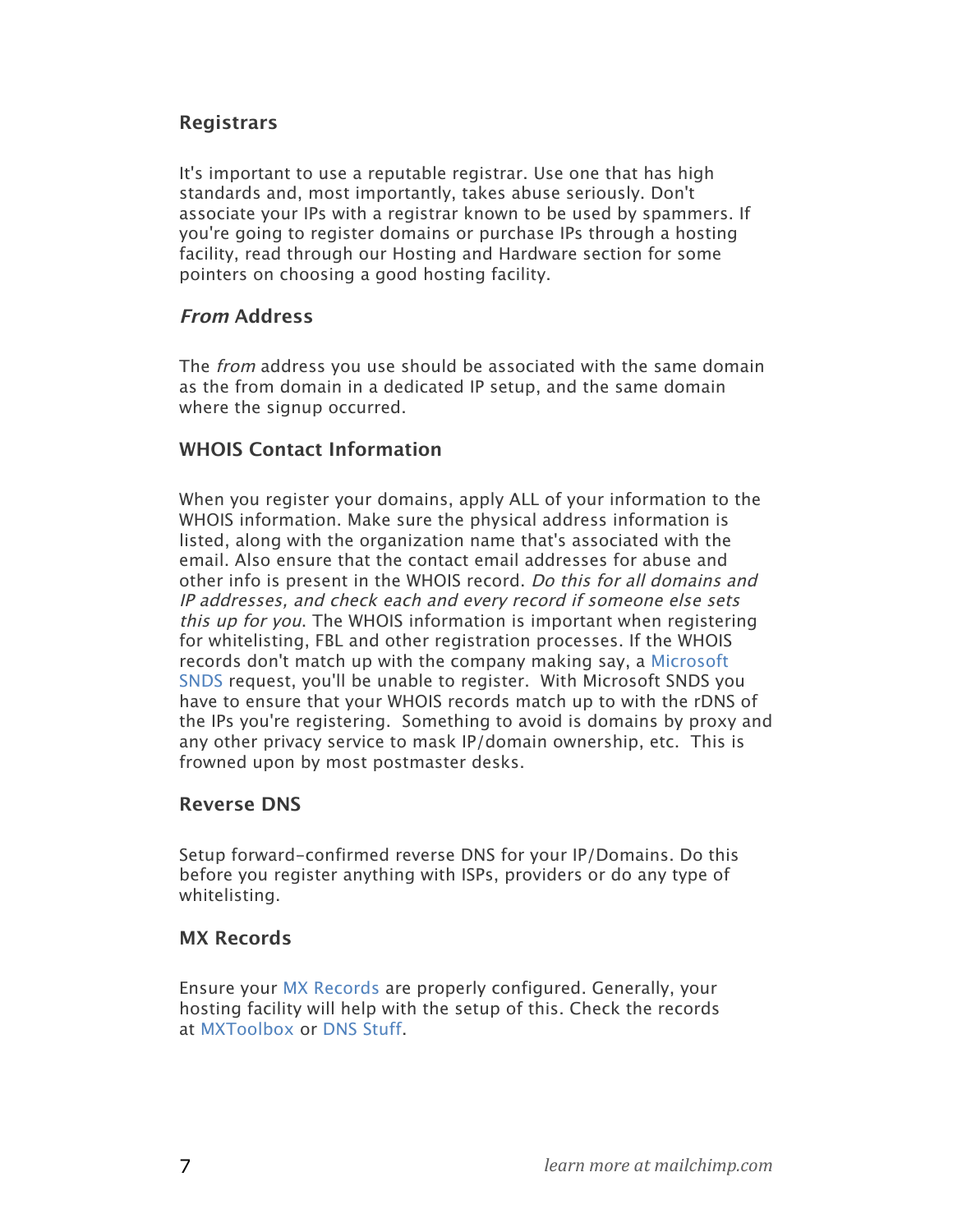### Registrars

It's important to use a reputable registrar. Use one that has high standards and, most importantly, takes abuse seriously. Don't associate your IPs with a registrar known to be used by spammers. If you're going to register domains or purchase IPs through a hosting facility, read through our Hosting and Hardware section for some pointers on choosing a good hosting facility.

### *From* Address

The *from* address you use should be associated with the same domain as the from domain in a dedicated IP setup, and the same domain where the signup occurred.

### WHOIS Contact Information

When you register your domains, apply ALL of your information to the WHOIS information. Make sure the physical address information is listed, along with the organization name that's associated with the email. Also ensure that the contact email addresses for abuse and other info is present in the WHOIS record. *Do this for all domains and IP addresses, and check each and every record if someone else sets this up for you*. The WHOIS information is important when registering for whitelisting, FBL and other registration processes. If the WHOIS records don't match up with the company making say, a Microsoft SNDS request, you'll be unable to register. With Microsoft SNDS you have to ensure that your WHOIS records match up to with the rDNS of the IPs you're registering. Something to avoid is domains by proxy and any other privacy service to mask IP/domain ownership, etc. This is frowned upon by most postmaster desks.

### Reverse DNS

Setup forward-confirmed reverse DNS for your IP/Domains. Do this before you register anything with ISPs, providers or do any type of whitelisting.

### MX Records

Ensure your MX Records are properly configured. Generally, your hosting facility will help with the setup of this. Check the records at MXToolbox or DNS Stuff.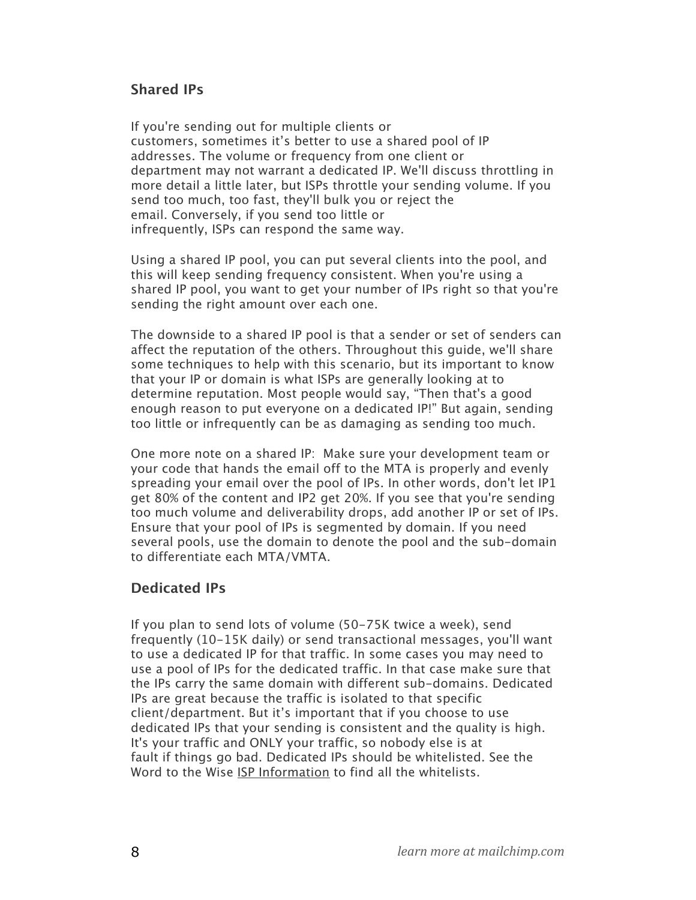## Shared IPs

If you're sending out for multiple clients or customers, sometimes it's better to use a shared pool of IP addresses. The volume or frequency from one client or department may not warrant a dedicated IP. We'll discuss throttling in more detail a little later, but ISPs throttle your sending volume. If you send too much, too fast, they'll bulk you or reject the email. Conversely, if you send too little or infrequently, ISPs can respond the same way.

Using a shared IP pool, you can put several clients into the pool, and this will keep sending frequency consistent. When you're using a shared IP pool, you want to get your number of IPs right so that you're sending the right amount over each one.

The downside to a shared IP pool is that a sender or set of senders can affect the reputation of the others. Throughout this guide, we'll share some techniques to help with this scenario, but its important to know that your IP or domain is what ISPs are generally looking at to determine reputation. Most people would say, "Then that's a good enough reason to put everyone on a dedicated IP!" But again, sending too little or infrequently can be as damaging as sending too much.

One more note on a shared IP: Make sure your development team or your code that hands the email off to the MTA is properly and evenly spreading your email over the pool of IPs. In other words, don't let IP1 get 80% of the content and IP2 get 20%. If you see that you're sending too much volume and deliverability drops, add another IP or set of IPs. Ensure that your pool of IPs is segmented by domain. If you need several pools, use the domain to denote the pool and the sub-domain to differentiate each MTA/VMTA.

## Dedicated IPs

If you plan to send lots of volume (50-75K twice a week), send frequently (10-15K daily) or send transactional messages, you'll want to use a dedicated IP for that traffic. In some cases you may need to use a pool of IPs for the dedicated traffic. In that case make sure that the IPs carry the same domain with different sub-domains. Dedicated IPs are great because the traffic is isolated to that specific client/department. But it's important that if you choose to use dedicated IPs that your sending is consistent and the quality is high. It's your traffic and ONLY your traffic, so nobody else is at fault if things go bad. Dedicated IPs should be whitelisted. See the Word to the Wise ISP Information to find all the whitelists.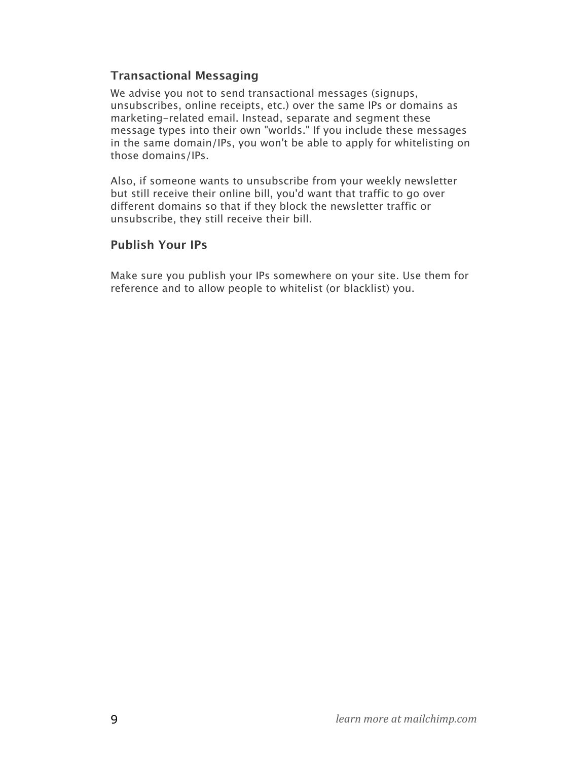### Transactional Messaging

We advise you not to send transactional messages (signups, unsubscribes, online receipts, etc.) over the same IPs or domains as marketing-related email. Instead, separate and segment these message types into their own "worlds." If you include these messages in the same domain/IPs, you won't be able to apply for whitelisting on those domains/IPs.

Also, if someone wants to unsubscribe from your weekly newsletter but still receive their online bill, you'd want that traffic to go over different domains so that if they block the newsletter traffic or unsubscribe, they still receive their bill.

### Publish Your IPs

Make sure you publish your IPs somewhere on your site. Use them for reference and to allow people to whitelist (or blacklist) you.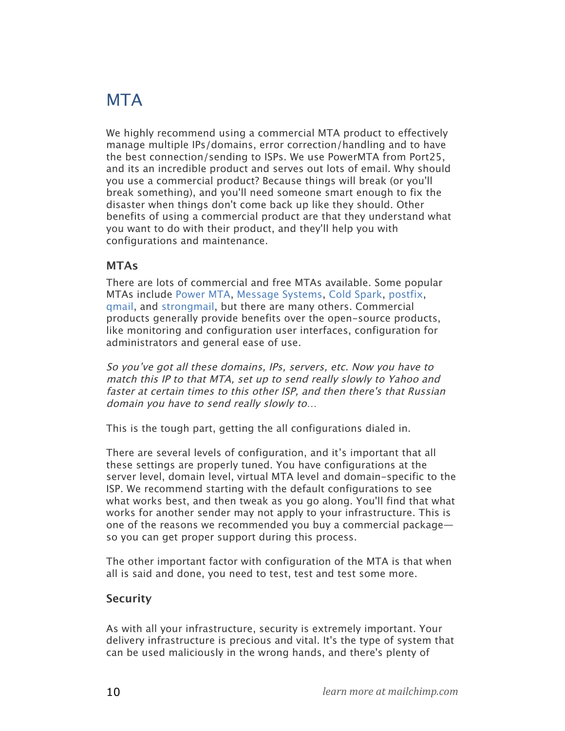# MTA

We highly recommend using a commercial MTA product to effectively manage multiple IPs/domains, error correction/handling and to have the best connection/sending to ISPs. We use PowerMTA from Port25, and its an incredible product and serves out lots of email. Why should you use a commercial product? Because things will break (or you'll break something), and you'll need someone smart enough to fix the disaster when things don't come back up like they should. Other benefits of using a commercial product are that they understand what you want to do with their product, and they'll help you with configurations and maintenance.

### MTAs

There are lots of commercial and free MTAs available. Some popular MTAs include Power MTA, Message Systems, Cold Spark, postfix, qmail, and strongmail, but there are many others. Commercial products generally provide benefits over the open-source products, like monitoring and configuration user interfaces, configuration for administrators and general ease of use.

*So you've got all these domains, IPs, servers, etc. Now you have to match this IP to that MTA, set up to send really slowly to Yahoo and faster at certain times to this other ISP, and then there's that Russian domain you have to send really slowly to…*

This is the tough part, getting the all configurations dialed in.

There are several levels of configuration, and it's important that all these settings are properly tuned. You have configurations at the server level, domain level, virtual MTA level and domain-specific to the ISP. We recommend starting with the default configurations to see what works best, and then tweak as you go along. You'll find that what works for another sender may not apply to your infrastructure. This is one of the reasons we recommended you buy a commercial package—so you can get proper support during this process.

The other important factor with configuration of the MTA is that when all is said and done, you need to test, test and test some more.

### Security

As with all your infrastructure, security is extremely important. Your delivery infrastructure is precious and vital. It's the type of system that can be used maliciously in the wrong hands, and there's plenty of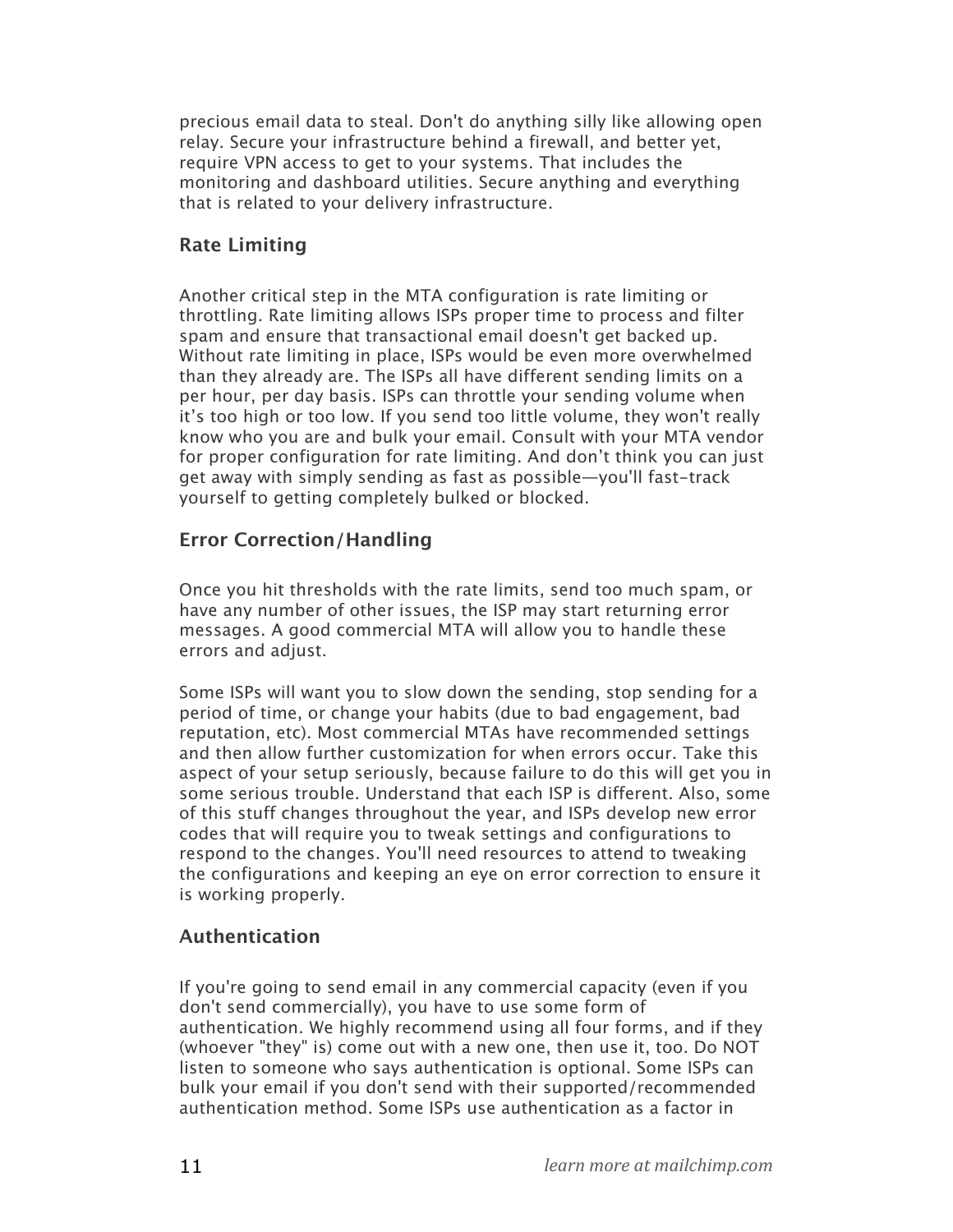precious email data to steal. Don't do anything silly like allowing open relay. Secure your infrastructure behind a firewall, and better yet, require VPN access to get to your systems. That includes the monitoring and dashboard utilities. Secure anything and everything that is related to your delivery infrastructure.

### Rate Limiting

Another critical step in the MTA configuration is rate limiting or throttling. Rate limiting allows ISPs proper time to process and filter spam and ensure that transactional email doesn't get backed up. Without rate limiting in place, ISPs would be even more overwhelmed than they already are. The ISPs all have different sending limits on a per hour, per day basis. ISPs can throttle your sending volume when it's too high or too low. If you send too little volume, they won't really know who you are and bulk your email. Consult with your MTA vendor for proper configuration for rate limiting. And don't think you can just get away with simply sending as fast as possible—you'll fast-track yourself to getting completely bulked or blocked.

### Error Correction/Handling

Once you hit thresholds with the rate limits, send too much spam, or have any number of other issues, the ISP may start returning error messages. A good commercial MTA will allow you to handle these errors and adjust.

Some ISPs will want you to slow down the sending, stop sending for a period of time, or change your habits (due to bad engagement, bad reputation, etc). Most commercial MTAs have recommended settings and then allow further customization for when errors occur. Take this aspect of your setup seriously, because failure to do this will get you in some serious trouble. Understand that each ISP is different. Also, some of this stuff changes throughout the year, and ISPs develop new error codes that will require you to tweak settings and configurations to respond to the changes. You'll need resources to attend to tweaking the configurations and keeping an eye on error correction to ensure it is working properly.

### Authentication

If you're going to send email in any commercial capacity (even if you don't send commercially), you have to use some form of authentication. We highly recommend using all four forms, and if they (whoever "they" is) come out with a new one, then use it, too. Do NOT listen to someone who says authentication is optional. Some ISPs can bulk your email if you don't send with their supported/recommended authentication method. Some ISPs use authentication as a factor in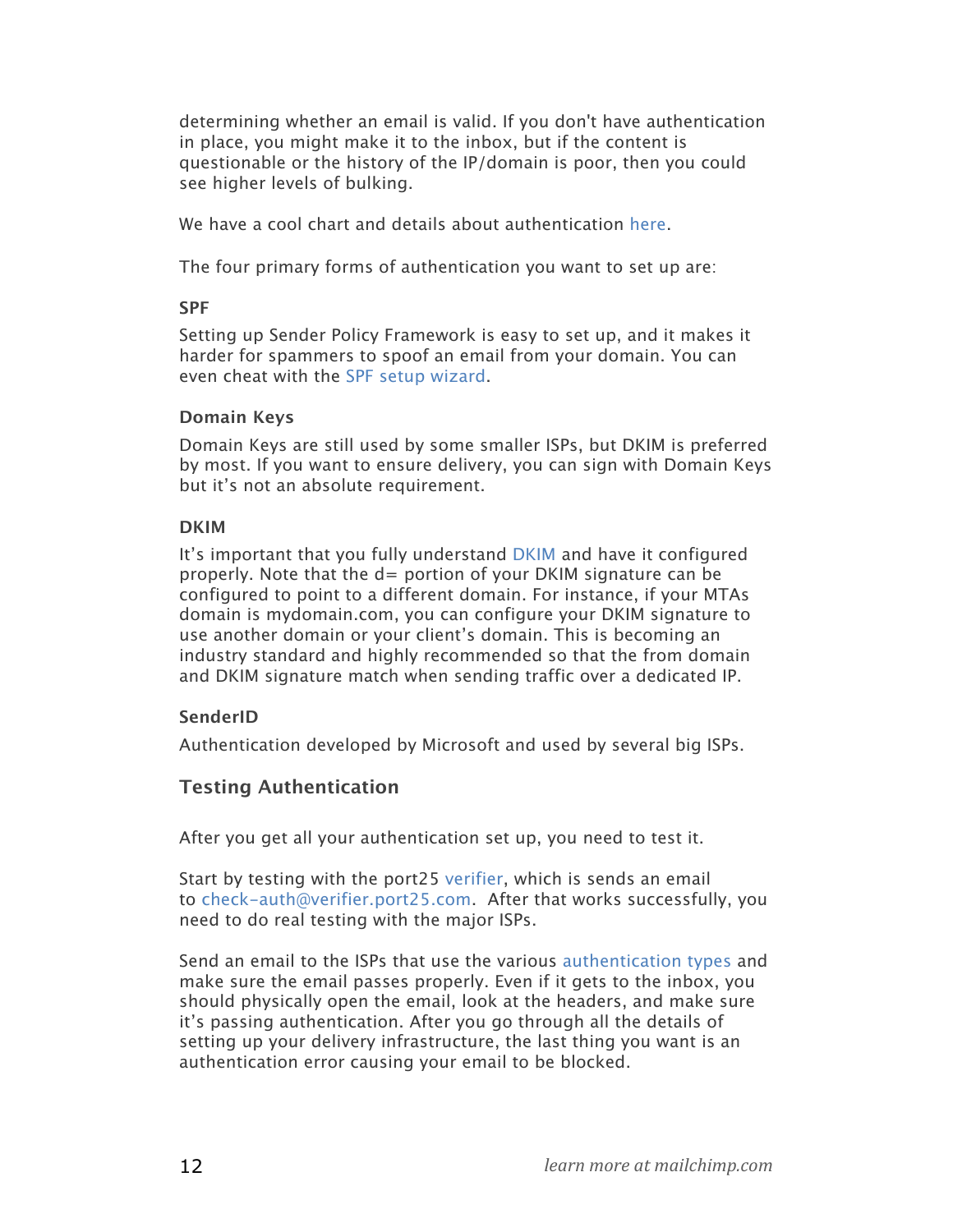determining whether an email is valid. If you don't have authentication in place, you might make it to the inbox, but if the content is questionable or the history of the IP/domain is poor, then you could see higher levels of bulking.

We have a cool chart and details about authentication here.

The four primary forms of authentication you want to set up are:

#### SPF

Setting up Sender Policy Framework is easy to set up, and it makes it harder for spammers to spoof an email from your domain. You can even cheat with the SPF setup wizard.

#### Domain Keys

Domain Keys are still used by some smaller ISPs, but DKIM is preferred by most. If you want to ensure delivery, you can sign with Domain Keys but it's not an absolute requirement.

#### DKIM

It's important that you fully understand DKIM and have it configured properly. Note that the d= portion of your DKIM signature can be configured to point to a different domain. For instance, if your MTAs domain is mydomain.com, you can configure your DKIM signature to use another domain or your client's domain. This is becoming an industry standard and highly recommended so that the from domain and DKIM signature match when sending traffic over a dedicated IP.

#### SenderID

Authentication developed by Microsoft and used by several big ISPs.

### Testing Authentication

After you get all your authentication set up, you need to test it.

Start by testing with the port25 verifier, which is sends an email to check-auth@verifier.port25.com. After that works successfully, you need to do real testing with the major ISPs.

Send an email to the ISPs that use the various authentication types and make sure the email passes properly. Even if it gets to the inbox, you should physically open the email, look at the headers, and make sure it's passing authentication. After you go through all the details of setting up your delivery infrastructure, the last thing you want is an authentication error causing your email to be blocked.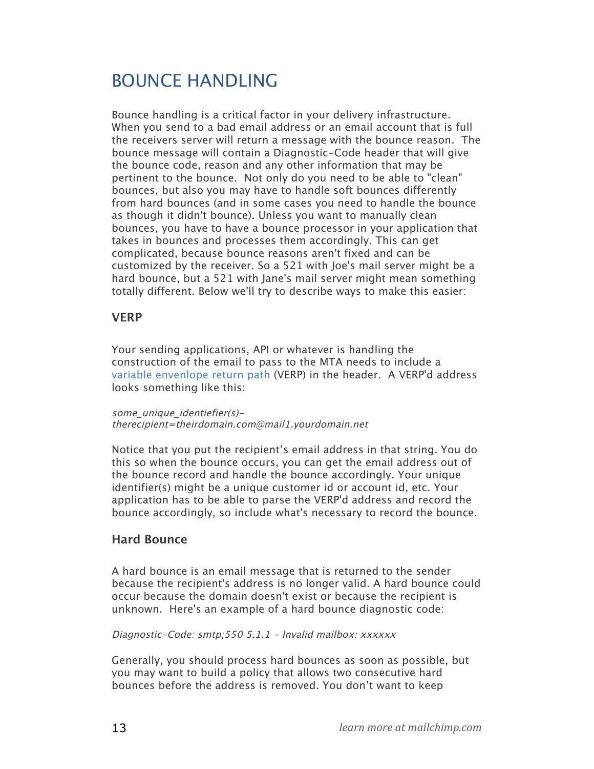# BOUNCE HANDLING

Bounce handling is a critical factor in your delivery infrastructure. When you send to a bad email address or an email account that is full the receivers server will return a message with the bounce reason. The bounce message will contain a Diagnostic-Code header that will give the bounce code, reason and any other information that may be pertinent to the bounce. Not only do you need to be able to "clean" bounces, but also you may have to handle soft bounces differently from hard bounces (and in some cases you need to handle the bounce as though it didn't bounce). Unless you want to manually clean bounces, you have to have a bounce processor in your application that takes in bounces and processes them accordingly. This can get complicated, because bounce reasons aren't fixed and can be customized by the receiver. So a 521 with Joe's mail server might be a hard bounce, but a 521 with Jane's mail server might mean something totally different. Below we'll try to describe ways to make this easier:

### VERP

Your sending applications, API or whatever is handling the construction of the email to pass to the MTA needs to include a variable envelope return path (VERP) in the header. A VERP'd address looks something like this:

*some_unique_identiefier(s)-therecipient=theirdomain.com@mail1.yourdomain.net*

Notice that you put the recipient's email address in that string. You do this so when the bounce occurs, you can get the email address out of the bounce record and handle the bounce accordingly. Your unique identifier(s) might be a unique customer id or account id, etc. Your application has to be able to parse the VERP'd address and record the bounce accordingly, so include what's necessary to record the bounce.

### Hard Bounce

A hard bounce is an email message that is returned to the sender because the recipient's address is no longer valid. A hard bounce could occur because the domain doesn't exist or because the recipient is unknown. Here's an example of a hard bounce diagnostic code:

*Diagnostic-Code: smtp;550 5.1.1 - Invalid mailbox: xxxxxx*

Generally, you should process hard bounces as soon as possible, but you may want to build a policy that allows two consecutive hard bounces before the address is removed. You don't want to keep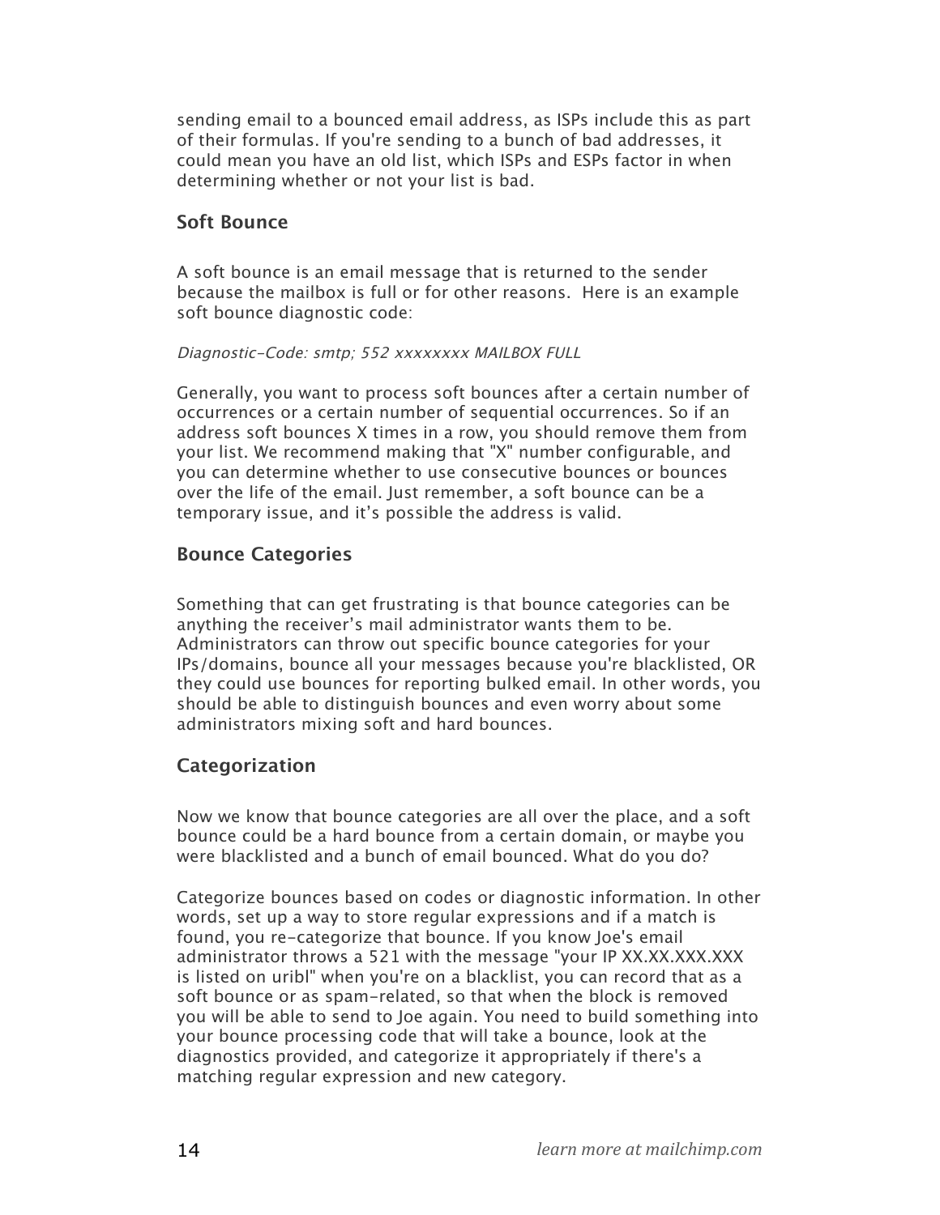sending email to a bounced email address, as ISPs include this as part of their formulas. If you're sending to a bunch of bad addresses, it could mean you have an old list, which ISPs and ESPs factor in when determining whether or not your list is bad.

### Soft Bounce

A soft bounce is an email message that is returned to the sender because the mailbox is full or for other reasons.  Here is an example soft bounce diagnostic code:

*Diagnostic-Code: smtp; 552 xxxxxxxx MAILBOX FULL*

Generally, you want to process soft bounces after a certain number of occurrences or a certain number of sequential occurrences. So if an address soft bounces X times in a row, you should remove them from your list. We recommend making that "X" number configurable, and you can determine whether to use consecutive bounces or bounces over the life of the email. Just remember, a soft bounce can be a temporary issue, and it's possible the address is valid.

### Bounce Categories

Something that can get frustrating is that bounce categories can be anything the receiver's mail administrator wants them to be. Administrators can throw out specific bounce categories for your IPs/domains, bounce all your messages because you're blacklisted, OR they could use bounces for reporting bulked email. In other words, you should be able to distinguish bounces and even worry about some administrators mixing soft and hard bounces.

### Categorization

Now we know that bounce categories are all over the place, and a soft bounce could be a hard bounce from a certain domain, or maybe you were blacklisted and a bunch of email bounced. What do you do?

Categorize bounces based on codes or diagnostic information. In other words, set up a way to store regular expressions and if a match is found, you re-categorize that bounce. If you know Joe's email administrator throws a 521 with the message "your IP XX.XX.XXX.XXX is listed on uribl" when you're on a blacklist, you can record that as a soft bounce or as spam-related, so that when the block is removed you will be able to send to Joe again. You need to build something into your bounce processing code that will take a bounce, look at the diagnostics provided, and categorize it appropriately if there's a matching regular expression and new category.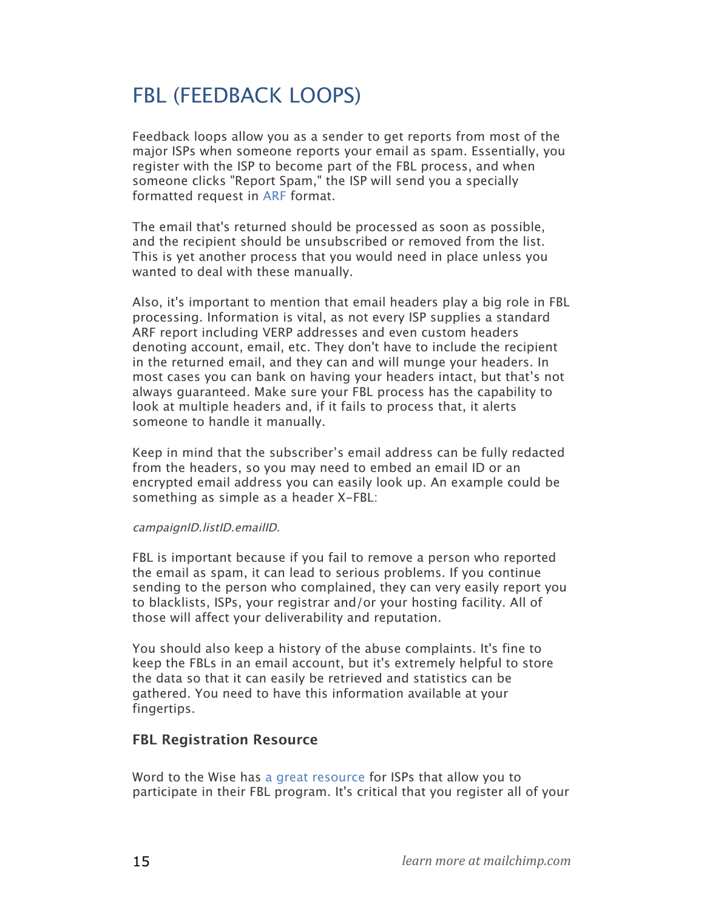# FBL (FEEDBACK LOOPS)

Feedback loops allow you as a sender to get reports from most of the major ISPs when someone reports your email as spam. Essentially, you register with the ISP to become part of the FBL process, and when someone clicks "Report Spam," the ISP will send you a specially formatted request in ARF format.

The email that's returned should be processed as soon as possible, and the recipient should be unsubscribed or removed from the list. This is yet another process that you would need in place unless you wanted to deal with these manually.

Also, it's important to mention that email headers play a big role in FBL processing. Information is vital, as not every ISP supplies a standard ARF report including VERP addresses and even custom headers denoting account, email, etc. They don't have to include the recipient in the returned email, and they can and will munge your headers. In most cases you can bank on having your headers intact, but that's not always guaranteed. Make sure your FBL process has the capability to look at multiple headers and, if it fails to process that, it alerts someone to handle it manually.

Keep in mind that the subscriber's email address can be fully redacted from the headers, so you may need to embed an email ID or an encrypted email address you can easily look up. An example could be something as simple as a header X-FBL:

*campaignID.listID.emailID*.

FBL is important because if you fail to remove a person who reported the email as spam, it can lead to serious problems. If you continue sending to the person who complained, they can very easily report you to blacklists, ISPs, your registrar and/or your hosting facility. All of those will affect your deliverability and reputation.

You should also keep a history of the abuse complaints. It's fine to keep the FBLs in an email account, but it's extremely helpful to store the data so that it can easily be retrieved and statistics can be gathered. You need to have this information available at your fingertips.

### FBL Registration Resource

Word to the Wise has a great resource for ISPs that allow you to participate in their FBL program. It's critical that you register all of your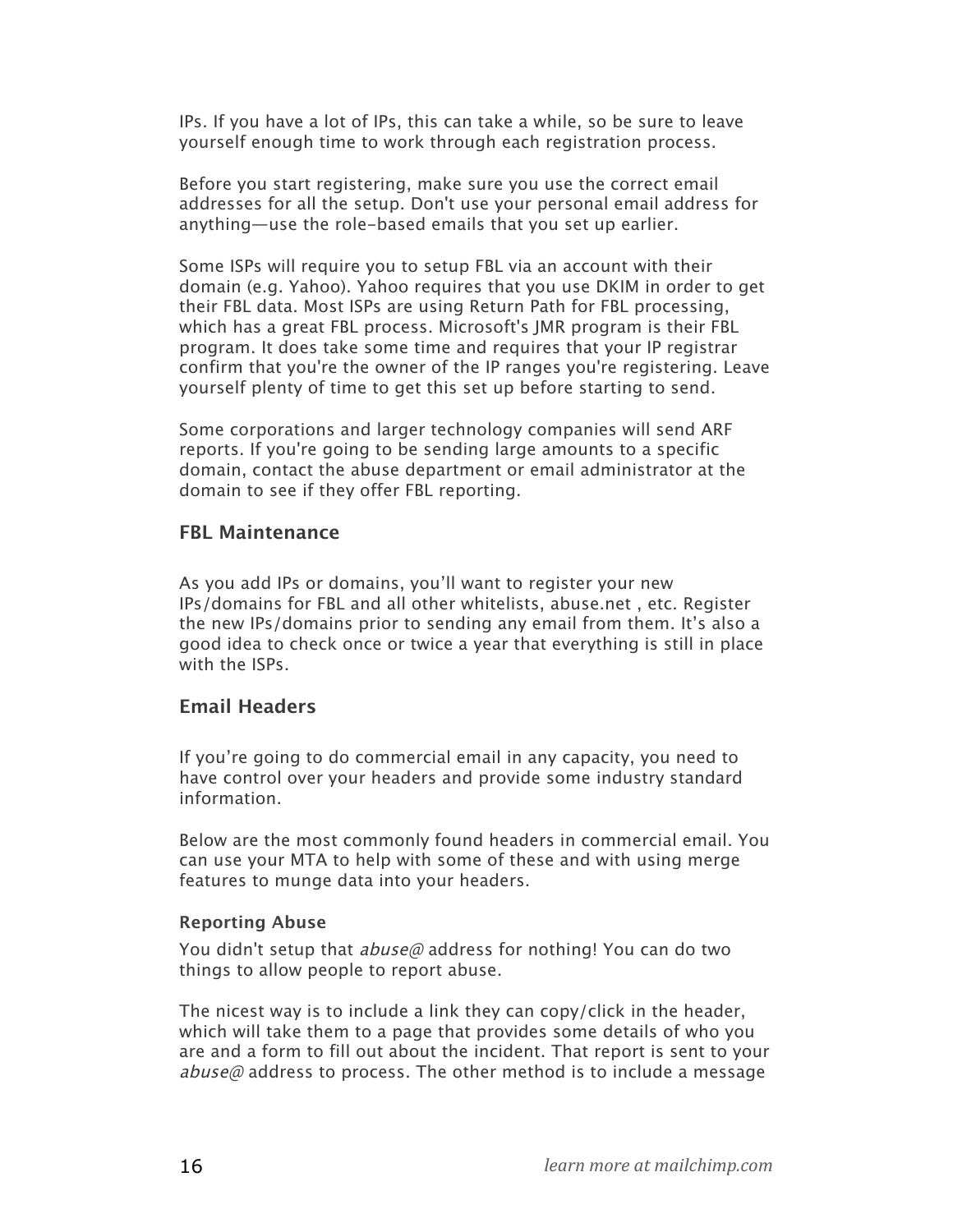IPs. If you have a lot of IPs, this can take a while, so be sure to leave yourself enough time to work through each registration process.

Before you start registering, make sure you use the correct email addresses for all the setup. Don't use your personal email address for anything—use the role-based emails that you set up earlier.

Some ISPs will require you to setup FBL via an account with their domain (e.g. Yahoo). Yahoo requires that you use DKIM in order to get their FBL data. Most ISPs are using Return Path for FBL processing, which has a great FBL process. Microsoft's JMR program is their FBL program. It does take some time and requires that your IP registrar confirm that you're the owner of the IP ranges you're registering. Leave yourself plenty of time to get this set up before starting to send.

Some corporations and larger technology companies will send ARF reports. If you're going to be sending large amounts to a specific domain, contact the abuse department or email administrator at the domain to see if they offer FBL reporting.

### FBL Maintenance

As you add IPs or domains, you'll want to register your new IPs/domains for FBL and all other whitelists, abuse.net , etc. Register the new IPs/domains prior to sending any email from them. It's also a good idea to check once or twice a year that everything is still in place with the ISPs.

### Email Headers

If you're going to do commercial email in any capacity, you need to have control over your headers and provide some industry standard information.

Below are the most commonly found headers in commercial email. You can use your MTA to help with some of these and with using merge features to munge data into your headers.

#### Reporting Abuse

You didn't setup that *abuse@* address for nothing! You can do two things to allow people to report abuse.

The nicest way is to include a link they can copy/click in the header, which will take them to a page that provides some details of who you are and a form to fill out about the incident. That report is sent to your *abuse@* address to process. The other method is to include a message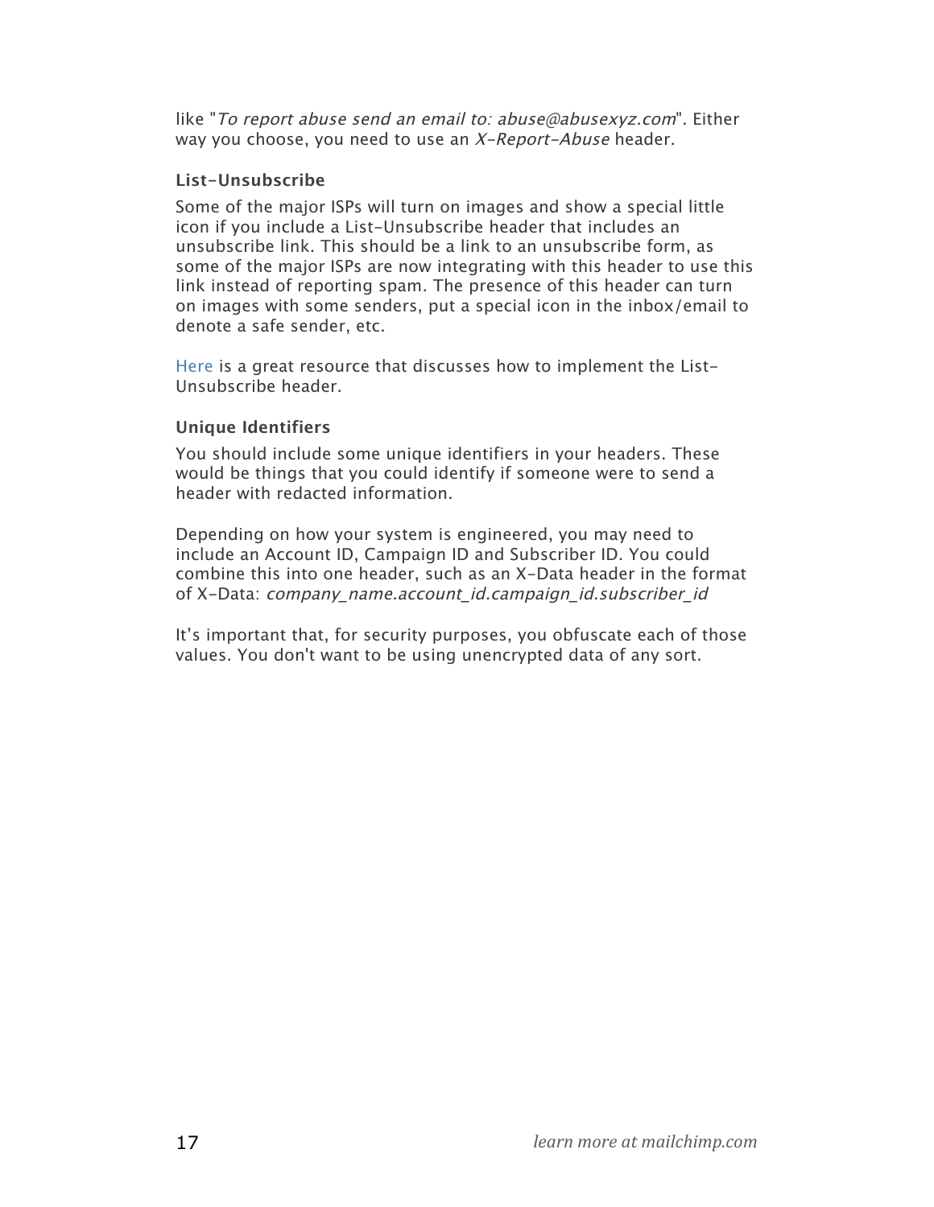like "*To report abuse send an email to: abuse@abusexyz.com*". Either way you choose, you need to use an *X-Report-Abuse* header.

### List-Unsubscribe

Some of the major ISPs will turn on images and show a special little icon if you include a List-Unsubscribe header that includes an unsubscribe link. This should be a link to an unsubscribe form, as some of the major ISPs are now integrating with this header to use this link instead of reporting spam. The presence of this header can turn on images with some senders, put a special icon in the inbox/email to denote a safe sender, etc.

Here is a great resource that discusses how to implement the List-Unsubscribe header.

### Unique Identifiers

You should include some unique identifiers in your headers. These would be things that you could identify if someone were to send a header with redacted information.

Depending on how your system is engineered, you may need to include an Account ID, Campaign ID and Subscriber ID. You could combine this into one header, such as an X-Data header in the format of X-Data: *company_name.account_id.campaign_id.subscriber_id*

It's important that, for security purposes, you obfuscate each of those values. You don't want to be using unencrypted data of any sort.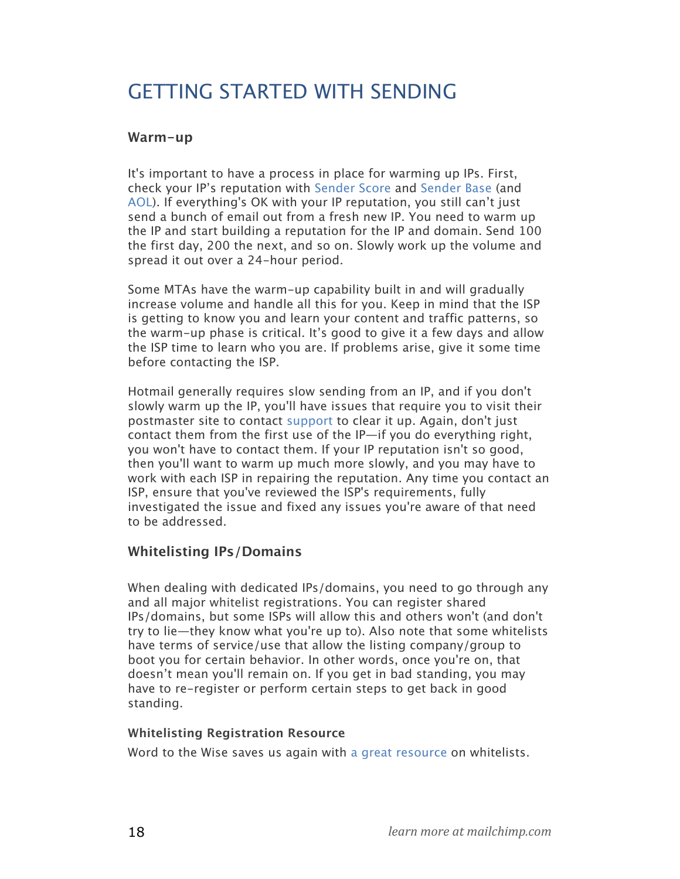# GETTING STARTED WITH SENDING

### Warm-up

It's important to have a process in place for warming up IPs. First, check your IP's reputation with Sender Score and Sender Base (and AOL). If everything's OK with your IP reputation, you still can't just send a bunch of email out from a fresh new IP. You need to warm up the IP and start building a reputation for the IP and domain. Send 100 the first day, 200 the next, and so on. Slowly work up the volume and spread it out over a 24-hour period.

Some MTAs have the warm-up capability built in and will gradually increase volume and handle all this for you. Keep in mind that the ISP is getting to know you and learn your content and traffic patterns, so the warm-up phase is critical. It's good to give it a few days and allow the ISP time to learn who you are. If problems arise, give it some time before contacting the ISP.

Hotmail generally requires slow sending from an IP, and if you don't slowly warm up the IP, you'll have issues that require you to visit their postmaster site to contact support to clear it up. Again, don't just contact them from the first use of the IP—if you do everything right, you won't have to contact them. If your IP reputation isn't so good, then you'll want to warm up much more slowly, and you may have to work with each ISP in repairing the reputation. Any time you contact an ISP, ensure that you've reviewed the ISP's requirements, fully investigated the issue and fixed any issues you're aware of that need to be addressed.

## Whitelisting IPs/Domains

When dealing with dedicated IPs/domains, you need to go through any and all major whitelist registrations. You can register shared IPs/domains, but some ISPs will allow this and others won't (and don't try to lie—they know what you're up to). Also note that some whitelists have terms of service/use that allow the listing company/group to boot you for certain behavior. In other words, once you're on, that doesn't mean you'll remain on. If you get in bad standing, you may have to re-register or perform certain steps to get back in good standing.

#### Whitelisting Registration Resource

Word to the Wise saves us again with a great resource on whitelists.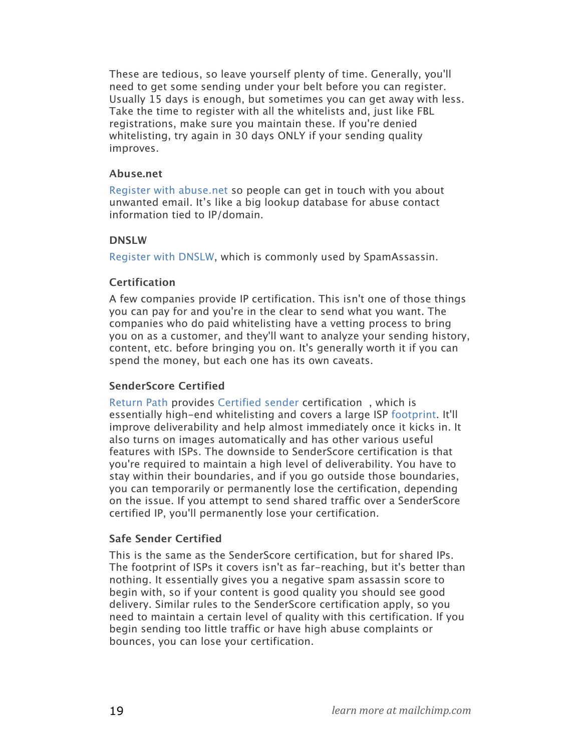These are tedious, so leave yourself plenty of time. Generally, you'll need to get some sending under your belt before you can register. Usually 15 days is enough, but sometimes you can get away with less. Take the time to register with all the whitelists and, just like FBL registrations, make sure you maintain these. If you're denied whitelisting, try again in 30 days ONLY if your sending quality improves.

### Abuse.net

Register with abuse.net so people can get in touch with you about unwanted email. It's like a big lookup database for abuse contact information tied to IP/domain.

### DNSLW

Register with DNSLW, which is commonly used by SpamAssassin.

### Certification

A few companies provide IP certification. This isn't one of those things you can pay for and you're in the clear to send what you want. The companies who do paid whitelisting have a vetting process to bring you on as a customer, and they'll want to analyze your sending history, content, etc. before bringing you on. It's generally worth it if you can spend the money, but each one has its own caveats.

### SenderScore Certified

Return Path provides Certified sender certification , which is essentially high-end whitelisting and covers a large ISP footprint. It'll improve deliverability and help almost immediately once it kicks in. It also turns on images automatically and has other various useful features with ISPs. The downside to SenderScore certification is that you're required to maintain a high level of deliverability. You have to stay within their boundaries, and if you go outside those boundaries, you can temporarily or permanently lose the certification, depending on the issue. If you attempt to send shared traffic over a SenderScore certified IP, you'll permanently lose your certification.

### Safe Sender Certified

This is the same as the SenderScore certification, but for shared IPs. The footprint of ISPs it covers isn't as far-reaching, but it's better than nothing. It essentially gives you a negative spam assassin score to begin with, so if your content is good quality you should see good delivery. Similar rules to the SenderScore certification apply, so you need to maintain a certain level of quality with this certification. If you begin sending too little traffic or have high abuse complaints or bounces, you can lose your certification.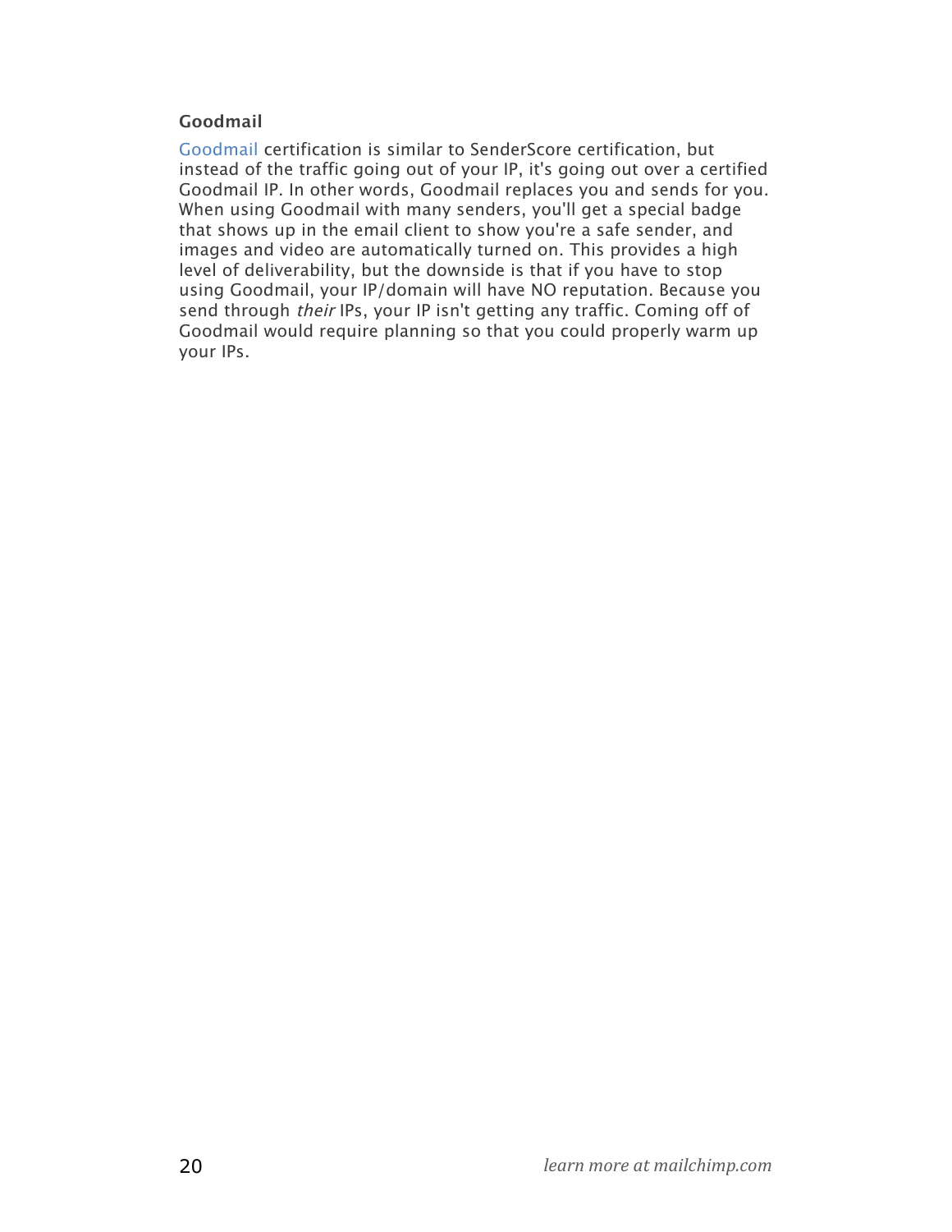### Goodmail

Goodmail certification is similar to SenderScore certification, but instead of the traffic going out of your IP, it's going out over a certified Goodmail IP. In other words, Goodmail replaces you and sends for you. When using Goodmail with many senders, you'll get a special badge that shows up in the email client to show you're a safe sender, and images and video are automatically turned on. This provides a high level of deliverability, but the downside is that if you have to stop using Goodmail, your IP/domain will have NO reputation. Because you send through *their* IPs, your IP isn't getting any traffic. Coming off of Goodmail would require planning so that you could properly warm up your IPs.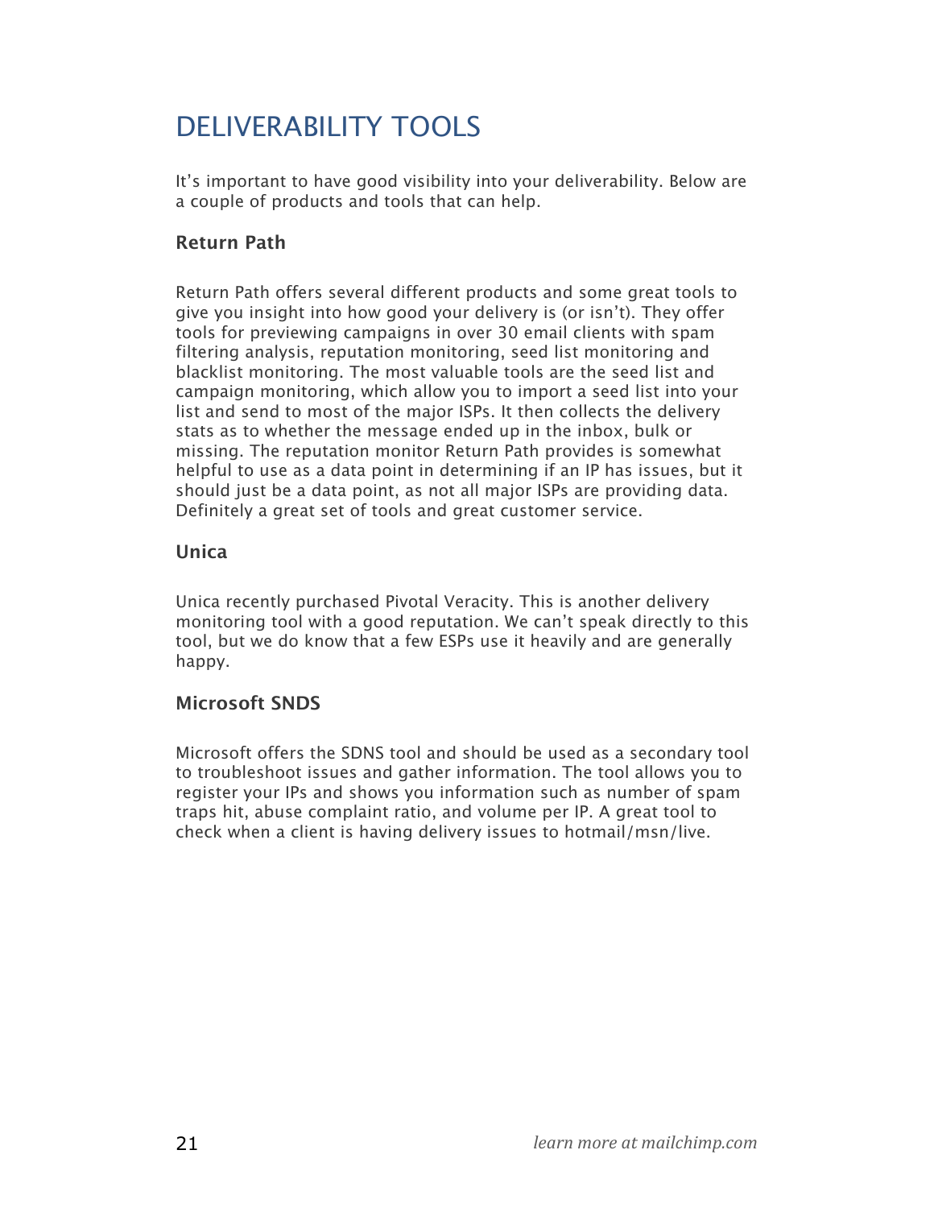# DELIVERABILITY TOOLS

It's important to have good visibility into your deliverability. Below are a couple of products and tools that can help.

### Return Path

Return Path offers several different products and some great tools to give you insight into how good your delivery is (or isn't). They offer tools for previewing campaigns in over 30 email clients with spam filtering analysis, reputation monitoring, seed list monitoring and blacklist monitoring. The most valuable tools are the seed list and campaign monitoring, which allow you to import a seed list into your list and send to most of the major ISPs. It then collects the delivery stats as to whether the message ended up in the inbox, bulk or missing. The reputation monitor Return Path provides is somewhat helpful to use as a data point in determining if an IP has issues, but it should just be a data point, as not all major ISPs are providing data. Definitely a great set of tools and great customer service.

### Unica

Unica recently purchased Pivotal Veracity. This is another delivery monitoring tool with a good reputation. We can't speak directly to this tool, but we do know that a few ESPs use it heavily and are generally happy.

### Microsoft SNDS

Microsoft offers the SDNS tool and should be used as a secondary tool to troubleshoot issues and gather information. The tool allows you to register your IPs and shows you information such as number of spam traps hit, abuse complaint ratio, and volume per IP. A great tool to check when a client is having delivery issues to hotmail/msn/live.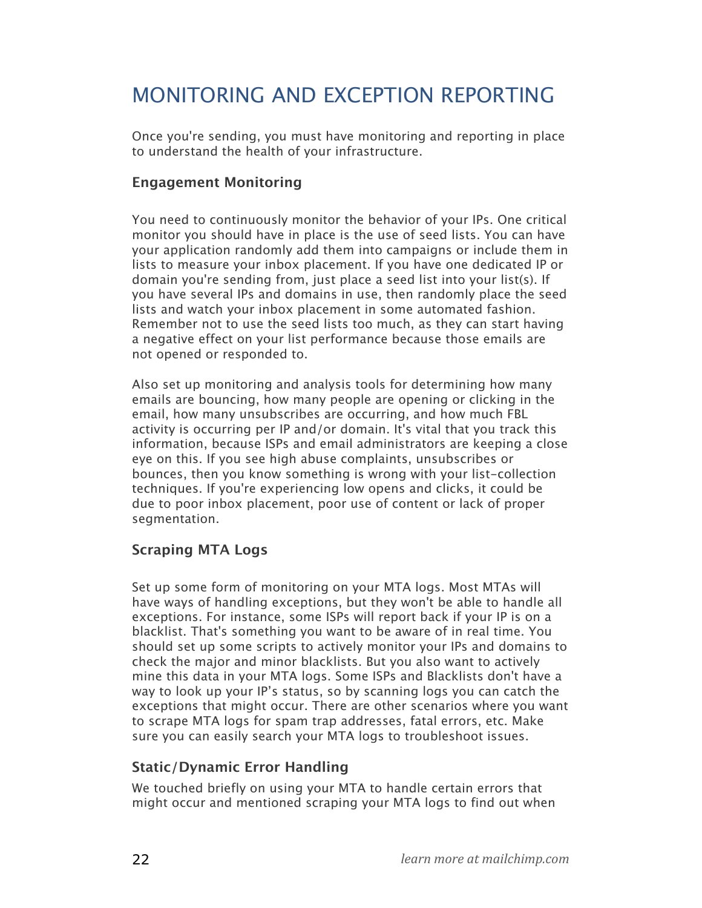# MONITORING AND EXCEPTION REPORTING

Once you're sending, you must have monitoring and reporting in place to understand the health of your infrastructure.

### Engagement Monitoring

You need to continuously monitor the behavior of your IPs. One critical monitor you should have in place is the use of seed lists. You can have your application randomly add them into campaigns or include them in lists to measure your inbox placement. If you have one dedicated IP or domain you're sending from, just place a seed list into your list(s). If you have several IPs and domains in use, then randomly place the seed lists and watch your inbox placement in some automated fashion. Remember not to use the seed lists too much, as they can start having a negative effect on your list performance because those emails are not opened or responded to.

Also set up monitoring and analysis tools for determining how many emails are bouncing, how many people are opening or clicking in the email, how many unsubscribes are occurring, and how much FBL activity is occurring per IP and/or domain. It's vital that you track this information, because ISPs and email administrators are keeping a close eye on this. If you see high abuse complaints, unsubscribes or bounces, then you know something is wrong with your list-collection techniques. If you're experiencing low opens and clicks, it could be due to poor inbox placement, poor use of content or lack of proper segmentation.

### Scraping MTA Logs

Set up some form of monitoring on your MTA logs. Most MTAs will have ways of handling exceptions, but they won't be able to handle all exceptions. For instance, some ISPs will report back if your IP is on a blacklist. That's something you want to be aware of in real time. You should set up some scripts to actively monitor your IPs and domains to check the major and minor blacklists. But you also want to actively mine this data in your MTA logs. Some ISPs and Blacklists don't have a way to look up your IP's status, so by scanning logs you can catch the exceptions that might occur. There are other scenarios where you want to scrape MTA logs for spam trap addresses, fatal errors, etc. Make sure you can easily search your MTA logs to troubleshoot issues.

### Static/Dynamic Error Handling

We touched briefly on using your MTA to handle certain errors that might occur and mentioned scraping your MTA logs to find out when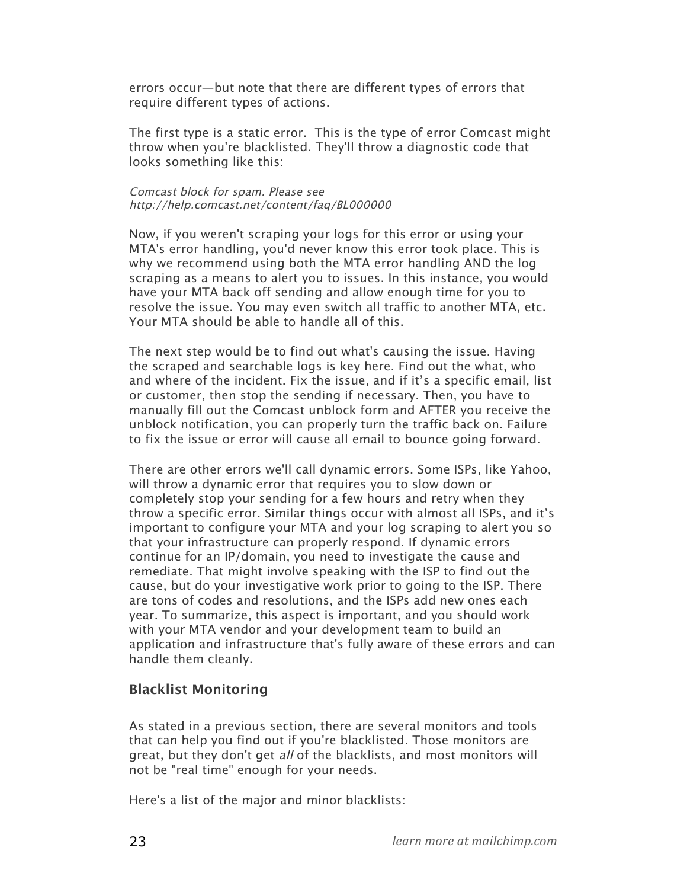errors occur—but note that there are different types of errors that require different types of actions.

The first type is a static error. This is the type of error Comcast might throw when you're blacklisted. They'll throw a diagnostic code that looks something like this:

*Comcast block for spam. Please see http://help.comcast.net/content/faq/BL000000*

Now, if you weren't scraping your logs for this error or using your MTA's error handling, you'd never know this error took place. This is why we recommend using both the MTA error handling AND the log scraping as a means to alert you to issues. In this instance, you would have your MTA back off sending and allow enough time for you to resolve the issue. You may even switch all traffic to another MTA, etc. Your MTA should be able to handle all of this.

The next step would be to find out what's causing the issue. Having the scraped and searchable logs is key here. Find out the what, who and where of the incident. Fix the issue, and if it's a specific email, list or customer, then stop the sending if necessary. Then, you have to manually fill out the Comcast unblock form and AFTER you receive the unblock notification, you can properly turn the traffic back on. Failure to fix the issue or error will cause all email to bounce going forward.

There are other errors we'll call dynamic errors. Some ISPs, like Yahoo, will throw a dynamic error that requires you to slow down or completely stop your sending for a few hours and retry when they throw a specific error. Similar things occur with almost all ISPs, and it's important to configure your MTA and your log scraping to alert you so that your infrastructure can properly respond. If dynamic errors continue for an IP/domain, you need to investigate the cause and remediate. That might involve speaking with the ISP to find out the cause, but do your investigative work prior to going to the ISP. There are tons of codes and resolutions, and the ISPs add new ones each year. To summarize, this aspect is important, and you should work with your MTA vendor and your development team to build an application and infrastructure that's fully aware of these errors and can handle them cleanly.

### Blacklist Monitoring

As stated in a previous section, there are several monitors and tools that can help you find out if you're blacklisted. Those monitors are great, but they don't get *all* of the blacklists, and most monitors will not be "real time" enough for your needs.

Here's a list of the major and minor blacklists: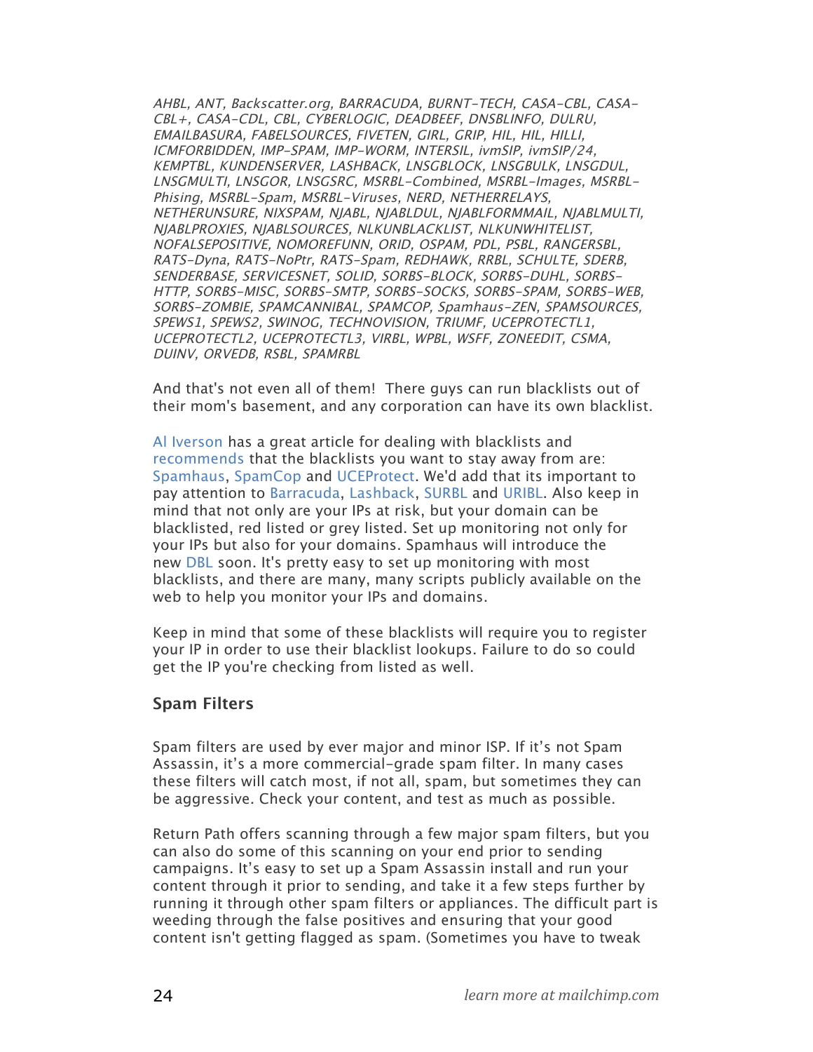*AHBL, ANT, Backscatter.org, BARRACUDA, BURNT-TECH, CASA-CBL, CASA-CBL+, CASA-CDL, CBL, CYBERLOGIC, DEADBEEF, DNSBLINFO, DULRU, EMAILBASURA, FABELSOURCES, FIVETEN, GIRL, GRIP, HIL, HIL, HILLI, ICMFORBIDDEN, IMP-SPAM, IMP-WORM, INTERSIL, ivmSIP, ivmSIP/24, KEMPTBL, KUNDENSERVER, LASHBACK, LNSGBLOCK, LNSGBULK, LNSGDUL, LNSGMULTI, LNSGOR, LNSGSRC, MSRBL-Combined, MSRBL-Images, MSRBL-Phising, MSRBL-Spam, MSRBL-Viruses, NERD, NETHERRELAYS, NETHERUNSURE, NIXSPAM, NJABL, NJABLDUL, NJABLFORMMAIL, NJABLMULTI, NJABLPROXIES, NJABLSOURCES, NLKUNBLACKLIST, NLKUNWHITELIST, NOFALSEPOSITIVE, NOMOREFUNN, ORID, OSPAM, PDL, PSBL, RANGERSBL, RATS-Dyna, RATS-NoPtr, RATS-Spam, REDHAWK, RRBL, SCHULTE, SDERB, SENDERBASE, SERVICESNET, SOLID, SORBS-BLOCK, SORBS-DUHL, SORBS-HTTP, SORBS-MISC, SORBS-SMTP, SORBS-SOCKS, SORBS-SPAM, SORBS-WEB, SORBS-ZOMBIE, SPAMCANNIBAL, SPAMCOP, Spamhaus-ZEN, SPAMSOURCES, SPEWS1, SPEWS2, SWINOG, TECHNOVISION, TRIUMF, UCEPROTECTL1, UCEPROTECTL2, UCEPROTECTL3, VIRBL, WPBL, WSFF, ZONEEDIT, CSMA, DUINV, ORVEDB, RSBL, SPAMRBL*

And that's not even all of them! There guys can run blacklists out of their mom's basement, and any corporation can have its own blacklist.

Al Iverson has a great article for dealing with blacklists and recommends that the blacklists you want to stay away from are: Spamhaus, SpamCop and UCEProtect. We'd add that its important to pay attention to Barracuda, Lashback, SURBL and URIBL. Also keep in mind that not only are your IPs at risk, but your domain can be blacklisted, red listed or grey listed. Set up monitoring not only for your IPs but also for your domains. Spamhaus will introduce the new DBL soon. It's pretty easy to set up monitoring with most blacklists, and there are many, many scripts publicly available on the web to help you monitor your IPs and domains.

Keep in mind that some of these blacklists will require you to register your IP in order to use their blacklist lookups. Failure to do so could get the IP you're checking from listed as well.

### Spam Filters

Spam filters are used by ever major and minor ISP. If it's not Spam Assassin, it's a more commercial-grade spam filter. In many cases these filters will catch most, if not all, spam, but sometimes they can be aggressive. Check your content, and test as much as possible.

Return Path offers scanning through a few major spam filters, but you can also do some of this scanning on your end prior to sending campaigns. It's easy to set up a Spam Assassin install and run your content through it prior to sending, and take it a few steps further by running it through other spam filters or appliances. The difficult part is weeding through the false positives and ensuring that your good content isn't getting flagged as spam. (Sometimes you have to tweak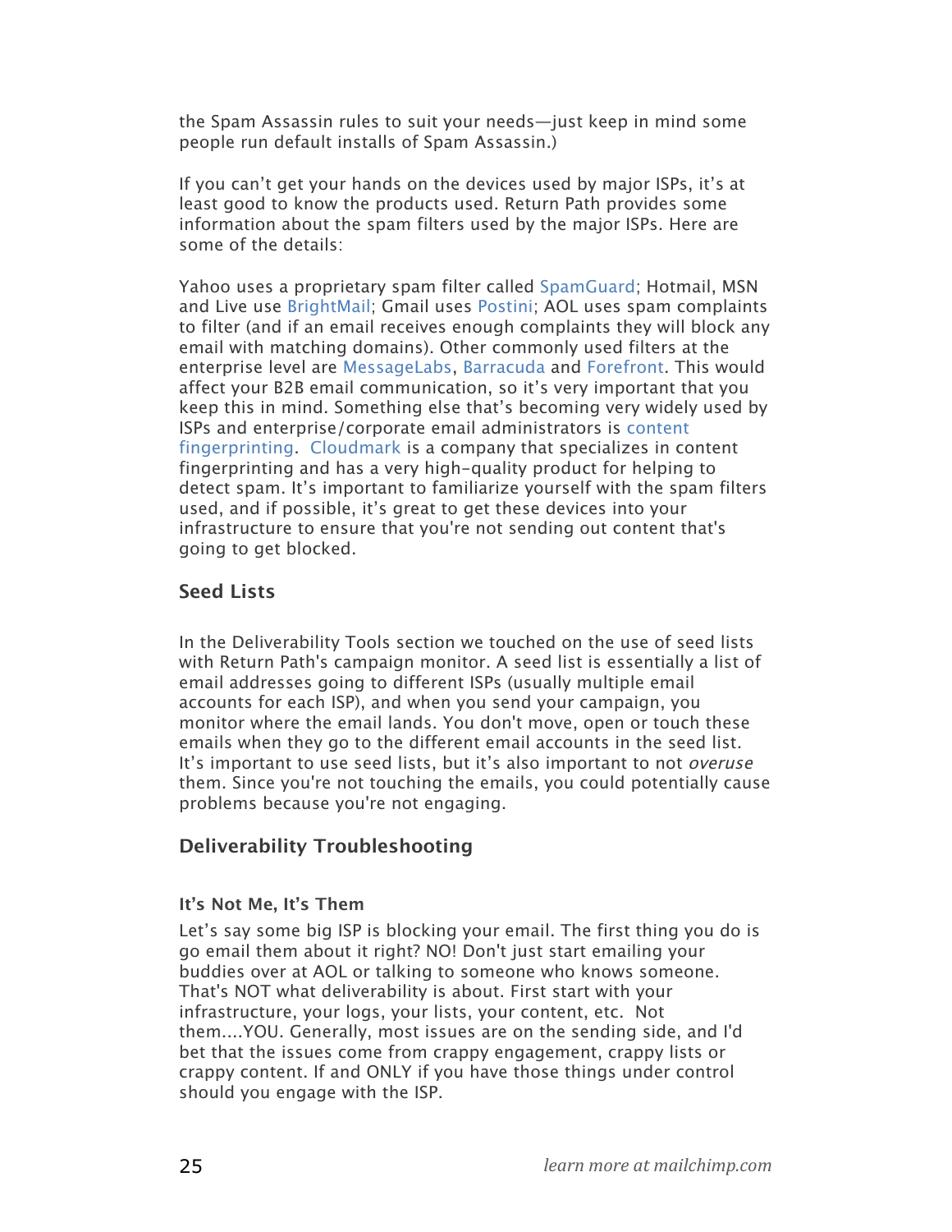the Spam Assassin rules to suit your needs—just keep in mind some people run default installs of Spam Assassin.)

If you can't get your hands on the devices used by major ISPs, it's at least good to know the products used. Return Path provides some information about the spam filters used by the major ISPs. Here are some of the details:

Yahoo uses a proprietary spam filter called SpamGuard; Hotmail, MSN and Live use BrightMail; Gmail uses Postini; AOL uses spam complaints to filter (and if an email receives enough complaints they will block any email with matching domains). Other commonly used filters at the enterprise level are MessageLabs, Barracuda and Forefront. This would affect your B2B email communication, so it's very important that you keep this in mind. Something else that's becoming very widely used by ISPs and enterprise/corporate email administrators is content fingerprinting. Cloudmark is a company that specializes in content fingerprinting and has a very high-quality product for helping to detect spam. It's important to familiarize yourself with the spam filters used, and if possible, it's great to get these devices into your infrastructure to ensure that you're not sending out content that's going to get blocked.

### Seed Lists

In the Deliverability Tools section we touched on the use of seed lists with Return Path's campaign monitor. A seed list is essentially a list of email addresses going to different ISPs (usually multiple email accounts for each ISP), and when you send your campaign, you monitor where the email lands. You don't move, open or touch these emails when they go to the different email accounts in the seed list. It's important to use seed lists, but it's also important to not *overuse* them. Since you're not touching the emails, you could potentially cause problems because you're not engaging.

### Deliverability Troubleshooting

#### It's Not Me, It's Them

Let's say some big ISP is blocking your email. The first thing you do is go email them about it right? NO! Don't just start emailing your buddies over at AOL or talking to someone who knows someone. That's NOT what deliverability is about. First start with your infrastructure, your logs, your lists, your content, etc. Not them....YOU. Generally, most issues are on the sending side, and I'd bet that the issues come from crappy engagement, crappy lists or crappy content. If and ONLY if you have those things under control should you engage with the ISP.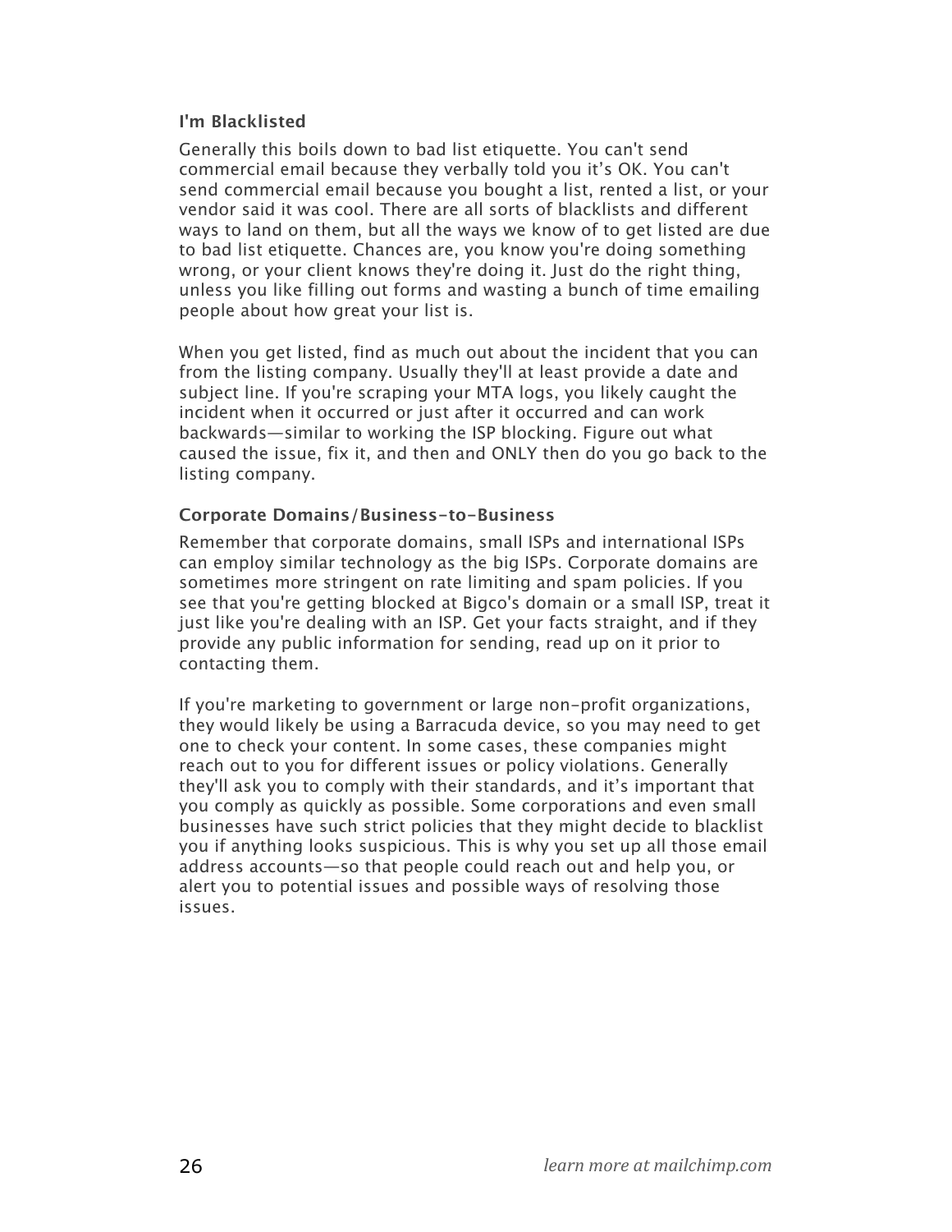### I'm Blacklisted

Generally this boils down to bad list etiquette. You can't send commercial email because they verbally told you it's OK. You can't send commercial email because you bought a list, rented a list, or your vendor said it was cool. There are all sorts of blacklists and different ways to land on them, but all the ways we know of to get listed are due to bad list etiquette. Chances are, you know you're doing something wrong, or your client knows they're doing it. Just do the right thing, unless you like filling out forms and wasting a bunch of time emailing people about how great your list is.

When you get listed, find as much out about the incident that you can from the listing company. Usually they'll at least provide a date and subject line. If you're scraping your MTA logs, you likely caught the incident when it occurred or just after it occurred and can work backwards—similar to working the ISP blocking. Figure out what caused the issue, fix it, and then and ONLY then do you go back to the listing company.

### Corporate Domains/Business-to-Business

Remember that corporate domains, small ISPs and international ISPs can employ similar technology as the big ISPs. Corporate domains are sometimes more stringent on rate limiting and spam policies. If you see that you're getting blocked at Bigco's domain or a small ISP, treat it just like you're dealing with an ISP. Get your facts straight, and if they provide any public information for sending, read up on it prior to contacting them.

If you're marketing to government or large non-profit organizations, they would likely be using a Barracuda device, so you may need to get one to check your content. In some cases, these companies might reach out to you for different issues or policy violations. Generally they'll ask you to comply with their standards, and it's important that you comply as quickly as possible. Some corporations and even small businesses have such strict policies that they might decide to blacklist you if anything looks suspicious. This is why you set up all those email address accounts—so that people could reach out and help you, or alert you to potential issues and possible ways of resolving those issues.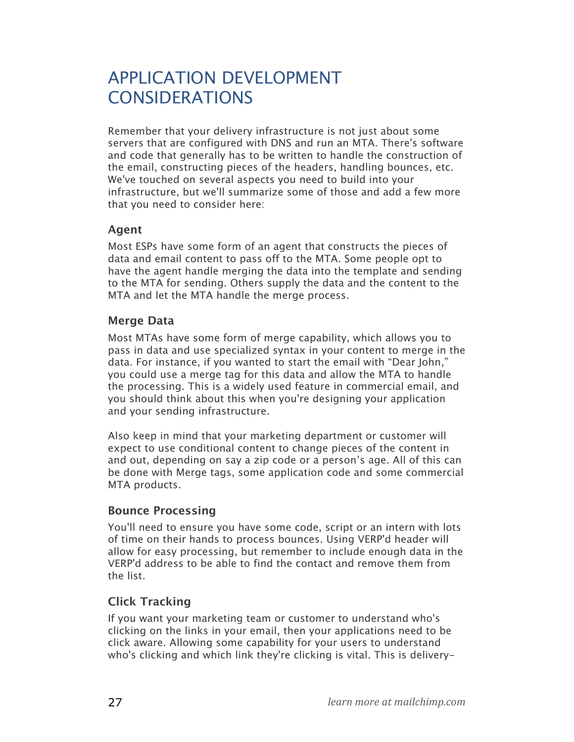# APPLICATION DEVELOPMENT CONSIDERATIONS

Remember that your delivery infrastructure is not just about some servers that are configured with DNS and run an MTA. There's software and code that generally has to be written to handle the construction of the email, constructing pieces of the headers, handling bounces, etc. We've touched on several aspects you need to build into your infrastructure, but we'll summarize some of those and add a few more that you need to consider here:

### Agent

Most ESPs have some form of an agent that constructs the pieces of data and email content to pass off to the MTA. Some people opt to have the agent handle merging the data into the template and sending to the MTA for sending. Others supply the data and the content to the MTA and let the MTA handle the merge process.

### Merge Data

Most MTAs have some form of merge capability, which allows you to pass in data and use specialized syntax in your content to merge in the data. For instance, if you wanted to start the email with "Dear John," you could use a merge tag for this data and allow the MTA to handle the processing. This is a widely used feature in commercial email, and you should think about this when you're designing your application and your sending infrastructure.

Also keep in mind that your marketing department or customer will expect to use conditional content to change pieces of the content in and out, depending on say a zip code or a person's age. All of this can be done with Merge tags, some application code and some commercial MTA products.

### Bounce Processing

You'll need to ensure you have some code, script or an intern with lots of time on their hands to process bounces. Using VERP'd header will allow for easy processing, but remember to include enough data in the VERP'd address to be able to find the contact and remove them from the list.

### Click Tracking

If you want your marketing team or customer to understand who's clicking on the links in your email, then your applications need to be click aware. Allowing some capability for your users to understand who's clicking and which link they're clicking is vital. This is delivery-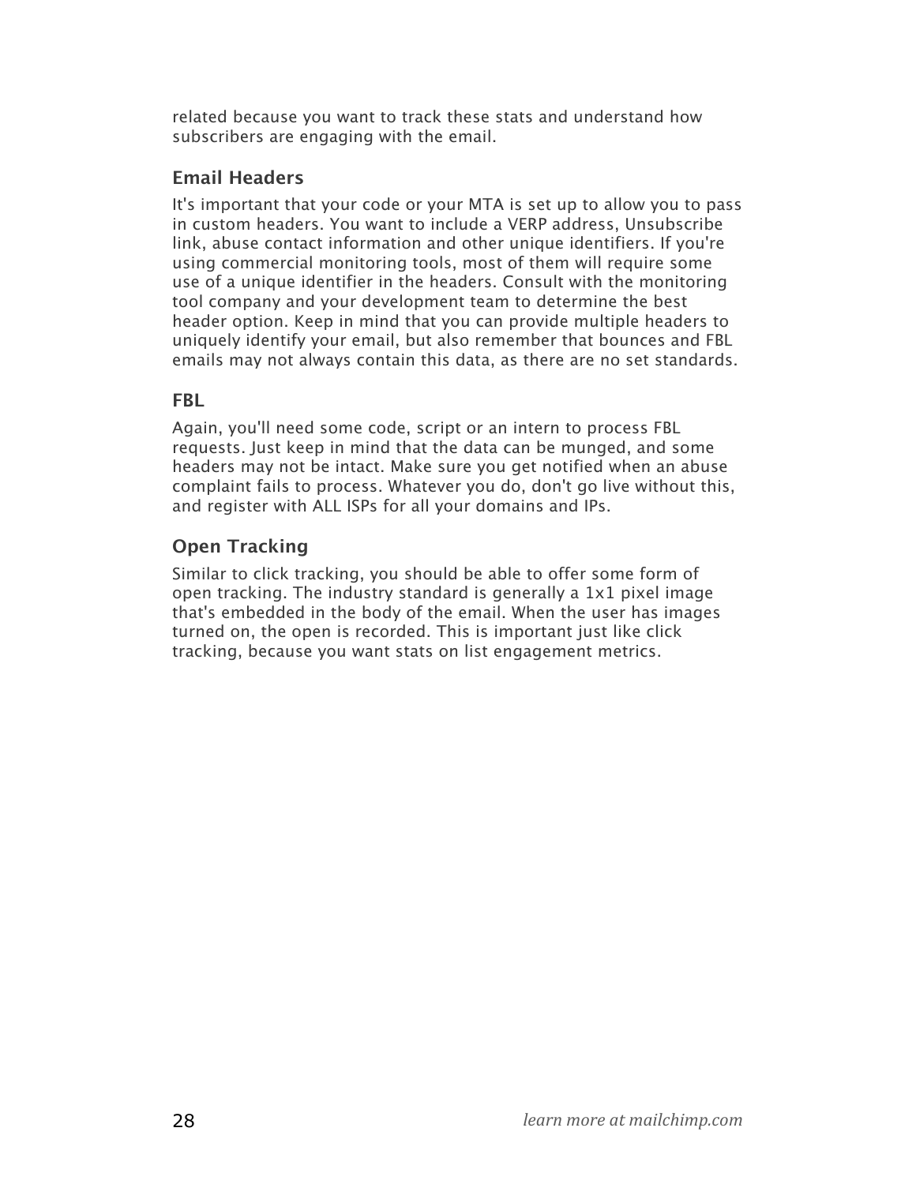related because you want to track these stats and understand how subscribers are engaging with the email.

### Email Headers

It's important that your code or your MTA is set up to allow you to pass in custom headers. You want to include a VERP address, Unsubscribe link, abuse contact information and other unique identifiers. If you're using commercial monitoring tools, most of them will require some use of a unique identifier in the headers. Consult with the monitoring tool company and your development team to determine the best header option. Keep in mind that you can provide multiple headers to uniquely identify your email, but also remember that bounces and FBL emails may not always contain this data, as there are no set standards.

### FBL

Again, you'll need some code, script or an intern to process FBL requests. Just keep in mind that the data can be munged, and some headers may not be intact. Make sure you get notified when an abuse complaint fails to process. Whatever you do, don't go live without this, and register with ALL ISPs for all your domains and IPs.

### Open Tracking

Similar to click tracking, you should be able to offer some form of open tracking. The industry standard is generally a 1x1 pixel image that's embedded in the body of the email. When the user has images turned on, the open is recorded. This is important just like click tracking, because you want stats on list engagement metrics.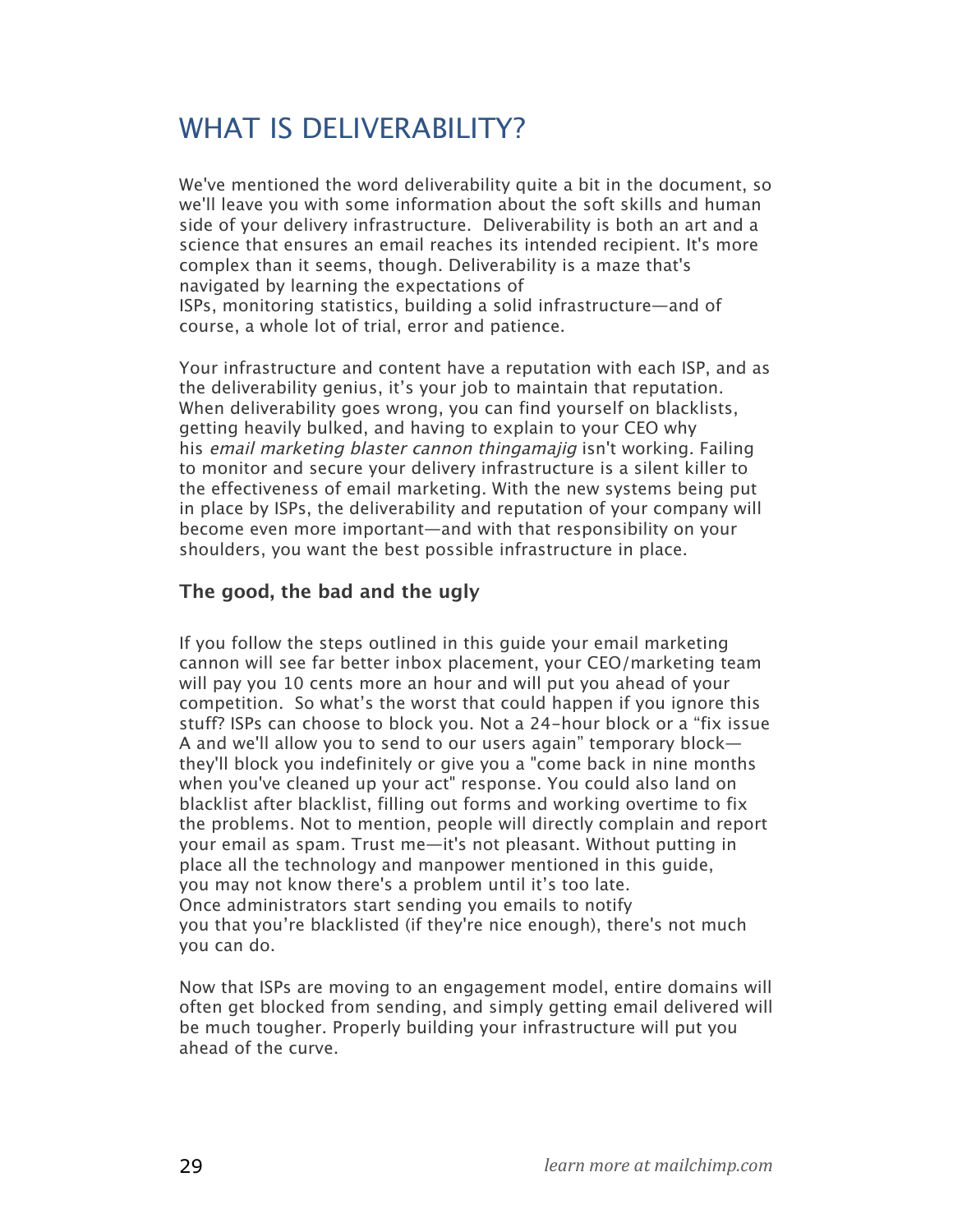# WHAT IS DELIVERABILITY?

We've mentioned the word deliverability quite a bit in the document, so we'll leave you with some information about the soft skills and human side of your delivery infrastructure. Deliverability is both an art and a science that ensures an email reaches its intended recipient. It's more complex than it seems, though. Deliverability is a maze that's navigated by learning the expectations of ISPs, monitoring statistics, building a solid infrastructure—and of course, a whole lot of trial, error and patience.

Your infrastructure and content have a reputation with each ISP, and as the deliverability genius, it's your job to maintain that reputation. When deliverability goes wrong, you can find yourself on blacklists, getting heavily bulked, and having to explain to your CEO why his *email marketing blaster cannon thingamajig* isn't working. Failing to monitor and secure your delivery infrastructure is a silent killer to the effectiveness of email marketing. With the new systems being put in place by ISPs, the deliverability and reputation of your company will become even more important—and with that responsibility on your shoulders, you want the best possible infrastructure in place.

### The good, the bad and the ugly

If you follow the steps outlined in this guide your email marketing cannon will see far better inbox placement, your CEO/marketing team will pay you 10 cents more an hour and will put you ahead of your competition. So what's the worst that could happen if you ignore this stuff? ISPs can choose to block you. Not a 24-hour block or a "fix issue A and we'll allow you to send to our users again" temporary block—they'll block you indefinitely or give you a "come back in nine months when you've cleaned up your act" response. You could also land on blacklist after blacklist, filling out forms and working overtime to fix the problems. Not to mention, people will directly complain and report your email as spam. Trust me—it's not pleasant. Without putting in place all the technology and manpower mentioned in this guide, you may not know there's a problem until it's too late. Once administrators start sending you emails to notify you that you're blacklisted (if they're nice enough), there's not much you can do.

Now that ISPs are moving to an engagement model, entire domains will often get blocked from sending, and simply getting email delivered will be much tougher. Properly building your infrastructure will put you ahead of the curve.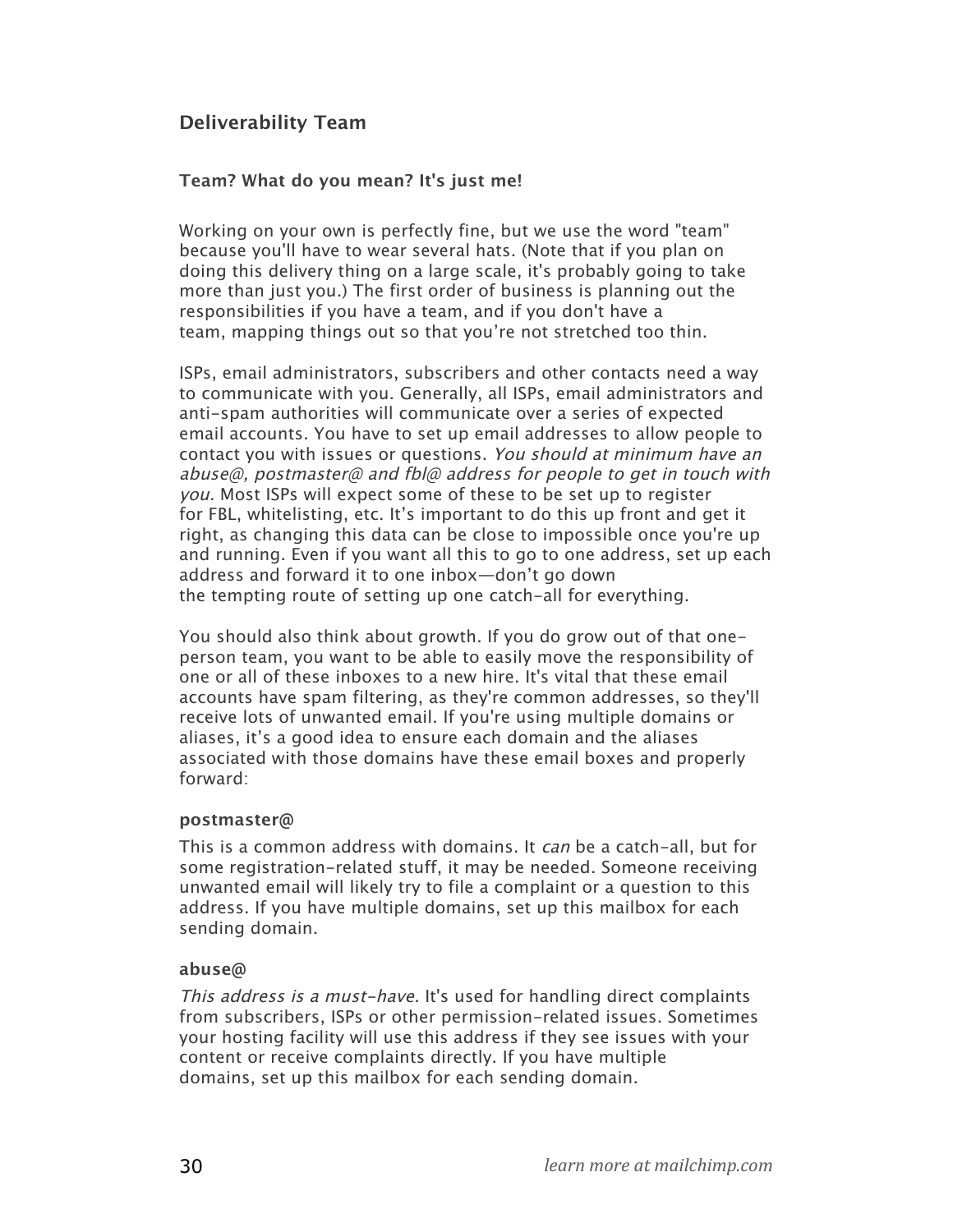## Deliverability Team

### Team? What do you mean? It's just me!

Working on your own is perfectly fine, but we use the word "team" because you'll have to wear several hats. (Note that if you plan on doing this delivery thing on a large scale, it's probably going to take more than just you.) The first order of business is planning out the responsibilities if you have a team, and if you don't have a team, mapping things out so that you're not stretched too thin.

ISPs, email administrators, subscribers and other contacts need a way to communicate with you. Generally, all ISPs, email administrators and anti-spam authorities will communicate over a series of expected email accounts. You have to set up email addresses to allow people to contact you with issues or questions. *You should at minimum have an abuse@, postmaster@ and fbl@ address for people to get in touch with you.* Most ISPs will expect some of these to be set up to register for FBL, whitelisting, etc. It's important to do this up front and get it right, as changing this data can be close to impossible once you're up and running. Even if you want all this to go to one address, set up each address and forward it to one inbox—don't go down the tempting route of setting up one catch-all for everything.

You should also think about growth. If you do grow out of that one-person team, you want to be able to easily move the responsibility of one or all of these inboxes to a new hire. It's vital that these email accounts have spam filtering, as they're common addresses, so they'll receive lots of unwanted email. If you're using multiple domains or aliases, it's a good idea to ensure each domain and the aliases associated with those domains have these email boxes and properly forward:

#### postmaster@

This is a common address with domains. It *can* be a catch-all, but for some registration-related stuff, it may be needed. Someone receiving unwanted email will likely try to file a complaint or a question to this address. If you have multiple domains, set up this mailbox for each sending domain.

#### abuse@

*This address is a must-have.* It's used for handling direct complaints from subscribers, ISPs or other permission-related issues. Sometimes your hosting facility will use this address if they see issues with your content or receive complaints directly. If you have multiple domains, set up this mailbox for each sending domain.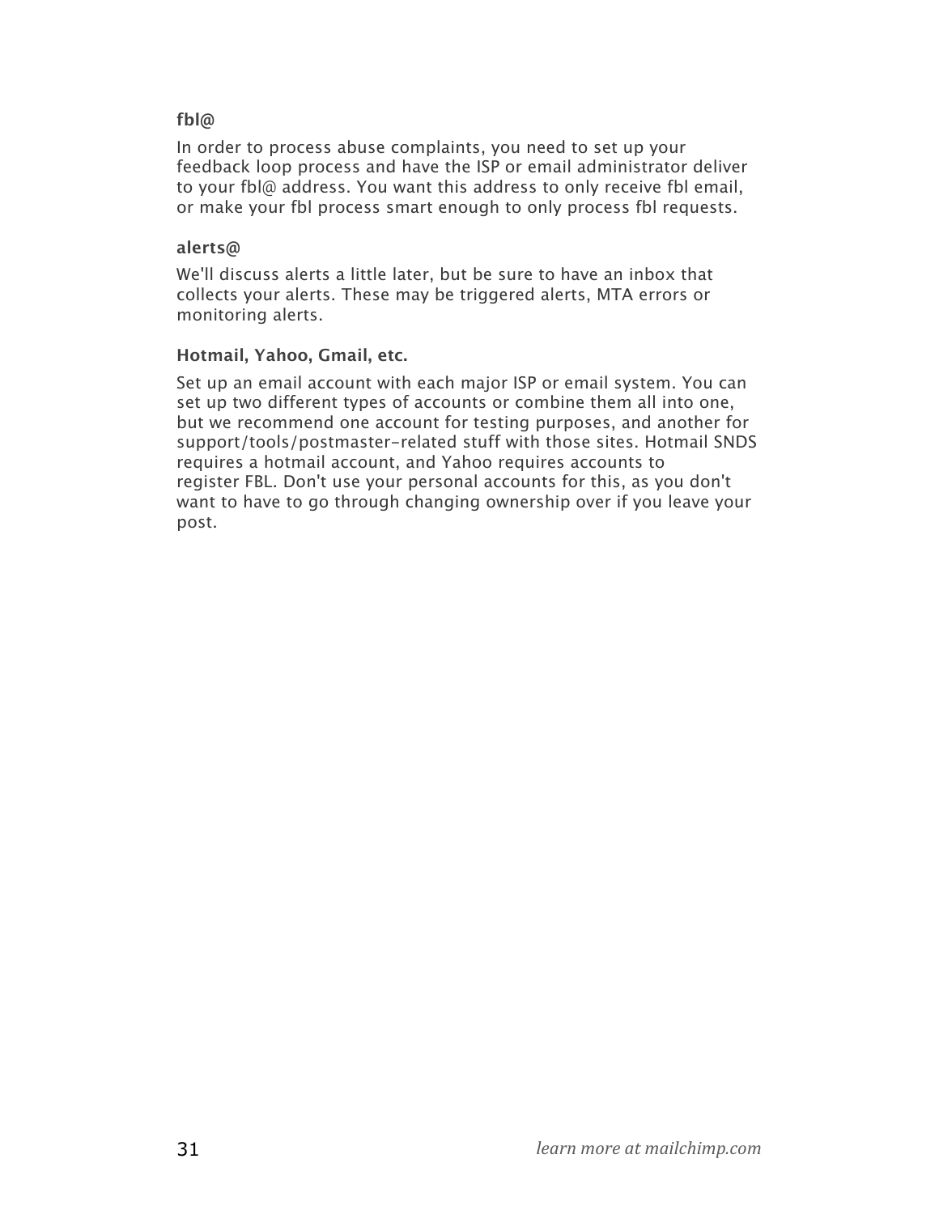### fbl@

In order to process abuse complaints, you need to set up your feedback loop process and have the ISP or email administrator deliver to your fbl@ address. You want this address to only receive fbl email, or make your fbl process smart enough to only process fbl requests.

### alerts@

We'll discuss alerts a little later, but be sure to have an inbox that collects your alerts. These may be triggered alerts, MTA errors or monitoring alerts.

### Hotmail, Yahoo, Gmail, etc.

Set up an email account with each major ISP or email system. You can set up two different types of accounts or combine them all into one, but we recommend one account for testing purposes, and another for support/tools/postmaster-related stuff with those sites. Hotmail SNDS requires a hotmail account, and Yahoo requires accounts to register FBL. Don't use your personal accounts for this, as you don't want to have to go through changing ownership over if you leave your post.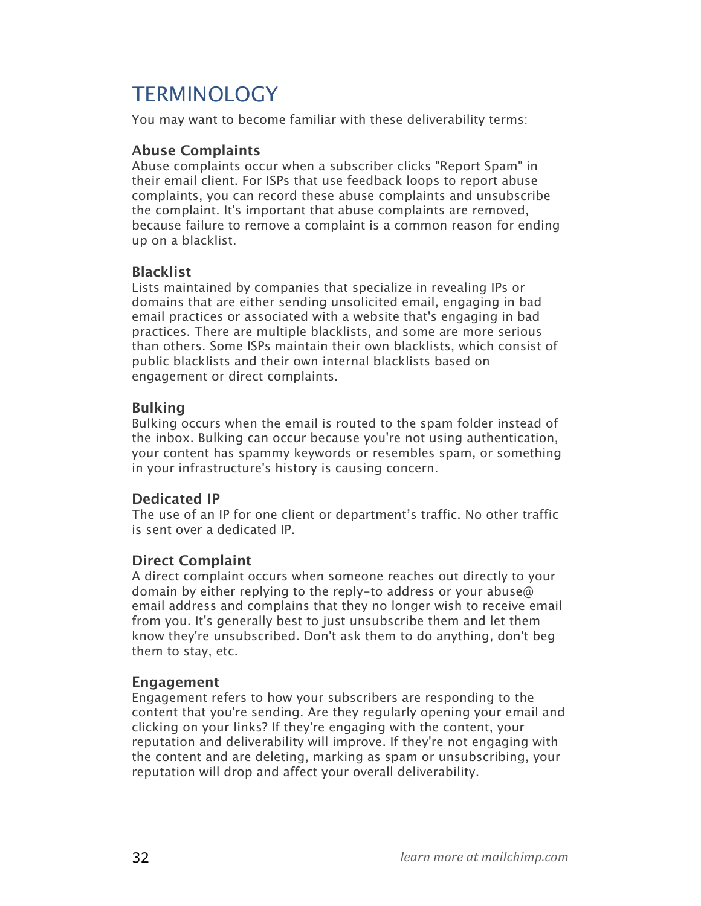# TERMINOLOGY

You may want to become familiar with these deliverability terms:

### Abuse Complaints

Abuse complaints occur when a subscriber clicks "Report Spam" in their email client. For ISPs that use feedback loops to report abuse complaints, you can record these abuse complaints and unsubscribe the complaint. It's important that abuse complaints are removed, because failure to remove a complaint is a common reason for ending up on a blacklist.

### Blacklist

Lists maintained by companies that specialize in revealing IPs or domains that are either sending unsolicited email, engaging in bad email practices or associated with a website that's engaging in bad practices. There are multiple blacklists, and some are more serious than others. Some ISPs maintain their own blacklists, which consist of public blacklists and their own internal blacklists based on engagement or direct complaints.

### Bulking

Bulking occurs when the email is routed to the spam folder instead of the inbox. Bulking can occur because you're not using authentication, your content has spammy keywords or resembles spam, or something in your infrastructure's history is causing concern.

### Dedicated IP

The use of an IP for one client or department's traffic. No other traffic is sent over a dedicated IP.

### Direct Complaint

A direct complaint occurs when someone reaches out directly to your domain by either replying to the reply-to address or your abuse@ email address and complains that they no longer wish to receive email from you. It's generally best to just unsubscribe them and let them know they're unsubscribed. Don't ask them to do anything, don't beg them to stay, etc.

### Engagement

Engagement refers to how your subscribers are responding to the content that you're sending. Are they regularly opening your email and clicking on your links? If they're engaging with the content, your reputation and deliverability will improve. If they're not engaging with the content and are deleting, marking as spam or unsubscribing, your reputation will drop and affect your overall deliverability.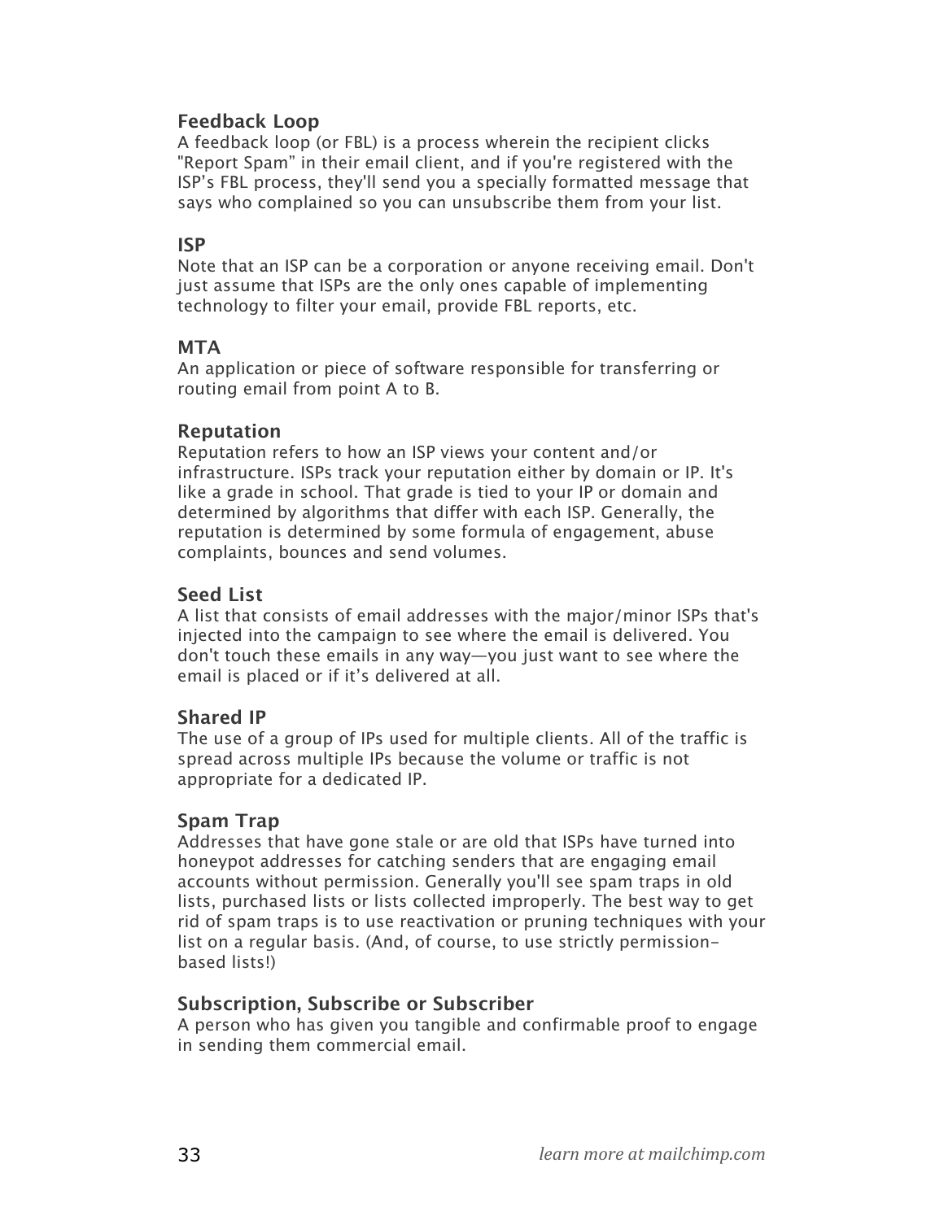### Feedback Loop

A feedback loop (or FBL) is a process wherein the recipient clicks "Report Spam" in their email client, and if you're registered with the ISP's FBL process, they'll send you a specially formatted message that says who complained so you can unsubscribe them from your list.

### ISP

Note that an ISP can be a corporation or anyone receiving email. Don't just assume that ISPs are the only ones capable of implementing technology to filter your email, provide FBL reports, etc.

### MTA

An application or piece of software responsible for transferring or routing email from point A to B.

### Reputation

Reputation refers to how an ISP views your content and/or infrastructure. ISPs track your reputation either by domain or IP. It's like a grade in school. That grade is tied to your IP or domain and determined by algorithms that differ with each ISP. Generally, the reputation is determined by some formula of engagement, abuse complaints, bounces and send volumes.

### Seed List

A list that consists of email addresses with the major/minor ISPs that's injected into the campaign to see where the email is delivered. You don't touch these emails in any way—you just want to see where the email is placed or if it's delivered at all.

### Shared IP

The use of a group of IPs used for multiple clients. All of the traffic is spread across multiple IPs because the volume or traffic is not appropriate for a dedicated IP.

### Spam Trap

Addresses that have gone stale or are old that ISPs have turned into honeypot addresses for catching senders that are engaging email accounts without permission. Generally you'll see spam traps in old lists, purchased lists or lists collected improperly. The best way to get rid of spam traps is to use reactivation or pruning techniques with your list on a regular basis. (And, of course, to use strictly permission-based lists!)

### Subscription, Subscribe or Subscriber

A person who has given you tangible and confirmable proof to engage in sending them commercial email.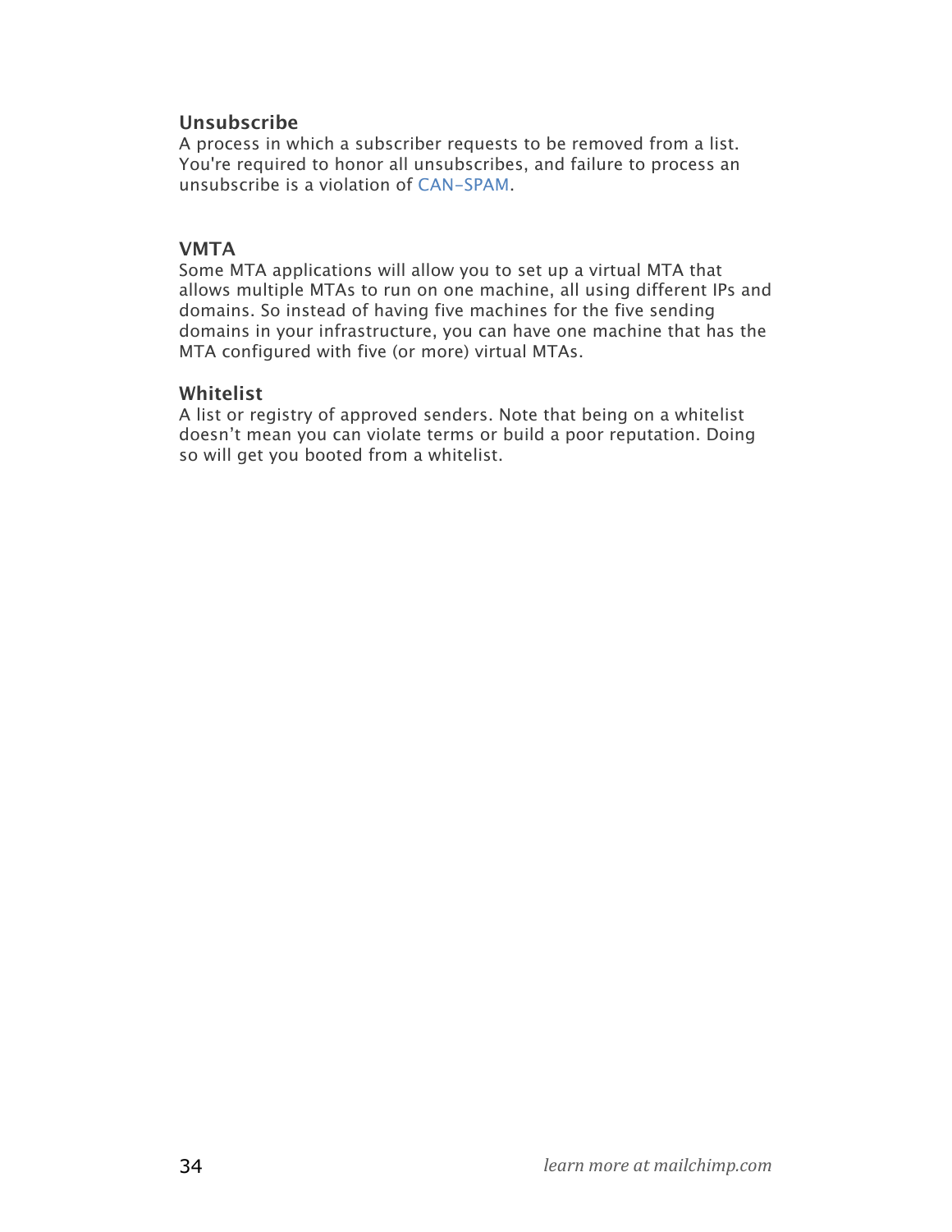**Unsubscribe**
A process in which a subscriber requests to be removed from a list. You're required to honor all unsubscribes, and failure to process an unsubscribe is a violation of CAN-SPAM.

**VMTA**
Some MTA applications will allow you to set up a virtual MTA that allows multiple MTAs to run on one machine, all using different IPs and domains. So instead of having five machines for the five sending domains in your infrastructure, you can have one machine that has the MTA configured with five (or more) virtual MTAs.

**Whitelist**
A list or registry of approved senders. Note that being on a whitelist doesn't mean you can violate terms or build a poor reputation. Doing so will get you booted from a whitelist.